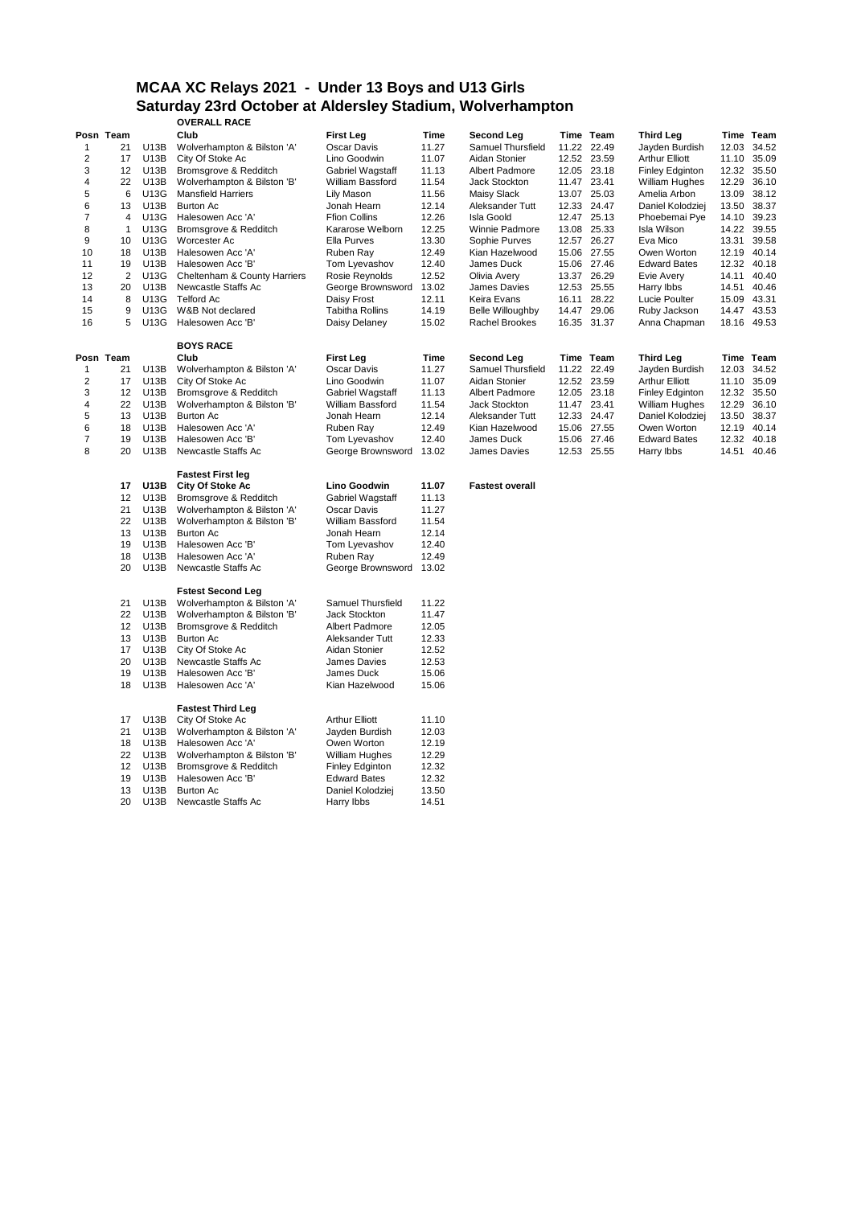# MCAA XC Relays 2021 - Under 13 Boys and U13 Girls

## Saturday 23rd October at Aldersley Stadium, Wolverhampton

### OVERALL RACE

| Posn | Team | | Club | First Leg | Time | Second Leg | Time | Team | Third Leg | Time | Team |
|---|---|---|---|---|---|---|---|---|---|---|---|
| 1 | 21 | U13B | Wolverhampton & Bilston 'A' | Oscar Davis | 11.27 | Samuel Thursfield | 11.22 | 22.49 | Jayden Burdish | 12.03 | 34.52 |
| 2 | 17 | U13B | City Of Stoke Ac | Lino Goodwin | 11.07 | Aidan Stonier | 12.52 | 23.59 | Arthur Elliott | 11.10 | 35.09 |
| 3 | 12 | U13B | Bromsgrove & Redditch | Gabriel Wagstaff | 11.13 | Albert Padmore | 12.05 | 23.18 | Finley Edginton | 12.32 | 35.50 |
| 4 | 22 | U13B | Wolverhampton & Bilston 'B' | William Bassford | 11.54 | Jack Stockton | 11.47 | 23.41 | William Hughes | 12.29 | 36.10 |
| 5 | 6 | U13G | Mansfield Harriers | Lily Mason | 11.56 | Maisy Slack | 13.07 | 25.03 | Amelia Arbon | 13.09 | 38.12 |
| 6 | 13 | U13B | Burton Ac | Jonah Hearn | 12.14 | Aleksander Tutt | 12.33 | 24.47 | Daniel Kolodziej | 13.50 | 38.37 |
| 7 | 4 | U13G | Halesowen Acc 'A' | Ffion Collins | 12.26 | Isla Goold | 12.47 | 25.13 | Phoebemai Pye | 14.10 | 39.23 |
| 8 | 1 | U13G | Bromsgrove & Redditch | Kararose Welborn | 12.25 | Winnie Padmore | 13.08 | 25.33 | Isla Wilson | 14.22 | 39.55 |
| 9 | 10 | U13G | Worcester Ac | Ella Purves | 13.30 | Sophie Purves | 12.57 | 26.27 | Eva Mico | 13.31 | 39.58 |
| 10 | 18 | U13B | Halesowen Acc 'A' | Ruben Ray | 12.49 | Kian Hazelwood | 15.06 | 27.55 | Owen Worton | 12.19 | 40.14 |
| 11 | 19 | U13B | Halesowen Acc 'B' | Tom Lyevashov | 12.40 | James Duck | 15.06 | 27.46 | Edward Bates | 12.32 | 40.18 |
| 12 | 2 | U13G | Cheltenham & County Harriers | Rosie Reynolds | 12.52 | Olivia Avery | 13.37 | 26.29 | Evie Avery | 14.11 | 40.40 |
| 13 | 20 | U13B | Newcastle Staffs Ac | George Brownsword | 13.02 | James Davies | 12.53 | 25.55 | Harry Ibbs | 14.51 | 40.46 |
| 14 | 8 | U13G | Telford Ac | Daisy Frost | 12.11 | Keira Evans | 16.11 | 28.22 | Lucie Poulter | 15.09 | 43.31 |
| 15 | 9 | U13G | W&B Not declared | Tabitha Rollins | 14.19 | Belle Willoughby | 14.47 | 29.06 | Ruby Jackson | 14.47 | 43.53 |
| 16 | 5 | U13G | Halesowen Acc 'B' | Daisy Delaney | 15.02 | Rachel Brookes | 16.35 | 31.37 | Anna Chapman | 18.16 | 49.53 |

### BOYS RACE

| Posn | Team | | Club | First Leg | Time | Second Leg | Time | Team | Third Leg | Time | Team |
|---|---|---|---|---|---|---|---|---|---|---|---|
| 1 | 21 | U13B | Wolverhampton & Bilston 'A' | Oscar Davis | 11.27 | Samuel Thursfield | 11.22 | 22.49 | Jayden Burdish | 12.03 | 34.52 |
| 2 | 17 | U13B | City Of Stoke Ac | Lino Goodwin | 11.07 | Aidan Stonier | 12.52 | 23.59 | Arthur Elliott | 11.10 | 35.09 |
| 3 | 12 | U13B | Bromsgrove & Redditch | Gabriel Wagstaff | 11.13 | Albert Padmore | 12.05 | 23.18 | Finley Edginton | 12.32 | 35.50 |
| 4 | 22 | U13B | Wolverhampton & Bilston 'B' | William Bassford | 11.54 | Jack Stockton | 11.47 | 23.41 | William Hughes | 12.29 | 36.10 |
| 5 | 13 | U13B | Burton Ac | Jonah Hearn | 12.14 | Aleksander Tutt | 12.33 | 24.47 | Daniel Kolodziej | 13.50 | 38.37 |
| 6 | 18 | U13B | Halesowen Acc 'A' | Ruben Ray | 12.49 | Kian Hazelwood | 15.06 | 27.55 | Owen Worton | 12.19 | 40.14 |
| 7 | 19 | U13B | Halesowen Acc 'B' | Tom Lyevashov | 12.40 | James Duck | 15.06 | 27.46 | Edward Bates | 12.32 | 40.18 |
| 8 | 20 | U13B | Newcastle Staffs Ac | George Brownsword | 13.02 | James Davies | 12.53 | 25.55 | Harry Ibbs | 14.51 | 40.46 |

### Fastest First leg

| Team | | Club | Name | Time | |
|---|---|---|---|---|---|
| **17** | **U13B** | **City Of Stoke Ac** | **Lino Goodwin** | **11.07** | **Fastest overall** |
| 12 | U13B | Bromsgrove & Redditch | Gabriel Wagstaff | 11.13 | |
| 21 | U13B | Wolverhampton & Bilston 'A' | Oscar Davis | 11.27 | |
| 22 | U13B | Wolverhampton & Bilston 'B' | William Bassford | 11.54 | |
| 13 | U13B | Burton Ac | Jonah Hearn | 12.14 | |
| 19 | U13B | Halesowen Acc 'B' | Tom Lyevashov | 12.40 | |
| 18 | U13B | Halesowen Acc 'A' | Ruben Ray | 12.49 | |
| 20 | U13B | Newcastle Staffs Ac | George Brownsword | 13.02 | |

### Fstest Second Leg

| Team | | Club | Name | Time |
|---|---|---|---|---|
| 21 | U13B | Wolverhampton & Bilston 'A' | Samuel Thursfield | 11.22 |
| 22 | U13B | Wolverhampton & Bilston 'B' | Jack Stockton | 11.47 |
| 12 | U13B | Bromsgrove & Redditch | Albert Padmore | 12.05 |
| 13 | U13B | Burton Ac | Aleksander Tutt | 12.33 |
| 17 | U13B | City Of Stoke Ac | Aidan Stonier | 12.52 |
| 20 | U13B | Newcastle Staffs Ac | James Davies | 12.53 |
| 19 | U13B | Halesowen Acc 'B' | James Duck | 15.06 |
| 18 | U13B | Halesowen Acc 'A' | Kian Hazelwood | 15.06 |

### Fastest Third Leg

| Team | | Club | Name | Time |
|---|---|---|---|---|
| 17 | U13B | City Of Stoke Ac | Arthur Elliott | 11.10 |
| 21 | U13B | Wolverhampton & Bilston 'A' | Jayden Burdish | 12.03 |
| 18 | U13B | Halesowen Acc 'A' | Owen Worton | 12.19 |
| 22 | U13B | Wolverhampton & Bilston 'B' | William Hughes | 12.29 |
| 12 | U13B | Bromsgrove & Redditch | Finley Edginton | 12.32 |
| 19 | U13B | Halesowen Acc 'B' | Edward Bates | 12.32 |
| 13 | U13B | Burton Ac | Daniel Kolodziej | 13.50 |
| 20 | U13B | Newcastle Staffs Ac | Harry Ibbs | 14.51 |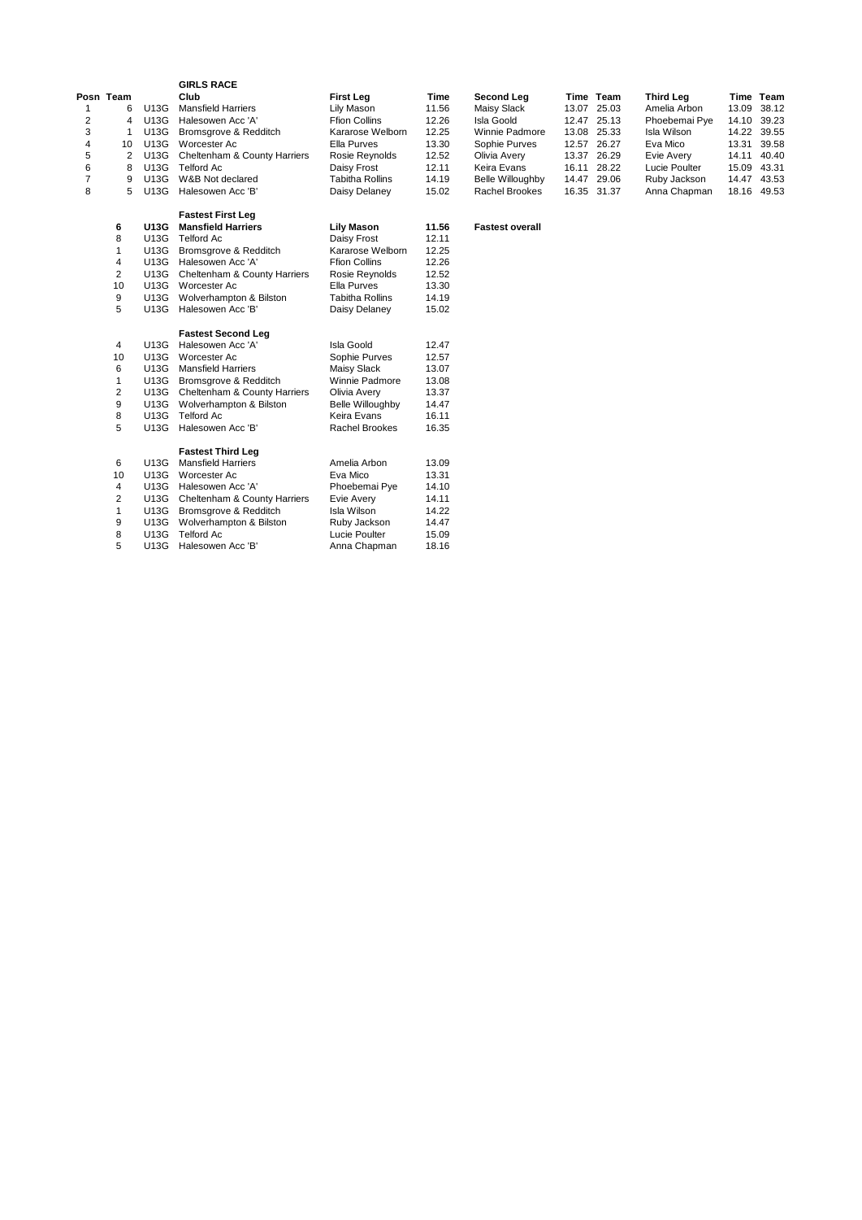## GIRLS RACE

| Posn | Team | | Club | First Leg | Time | Second Leg | Time | Team | Third Leg | Time | Team |
|---|---|---|---|---|---|---|---|---|---|---|---|
| 1 | 6 | U13G | Mansfield Harriers | Lily Mason | 11.56 | Maisy Slack | 13.07 | 25.03 | Amelia Arbon | 13.09 | 38.12 |
| 2 | 4 | U13G | Halesowen Acc 'A' | Ffion Collins | 12.26 | Isla Goold | 12.47 | 25.13 | Phoebemai Pye | 14.10 | 39.23 |
| 3 | 1 | U13G | Bromsgrove & Redditch | Kararose Welborn | 12.25 | Winnie Padmore | 13.08 | 25.33 | Isla Wilson | 14.22 | 39.55 |
| 4 | 10 | U13G | Worcester Ac | Ella Purves | 13.30 | Sophie Purves | 12.57 | 26.27 | Eva Mico | 13.31 | 39.58 |
| 5 | 2 | U13G | Cheltenham & County Harriers | Rosie Reynolds | 12.52 | Olivia Avery | 13.37 | 26.29 | Evie Avery | 14.11 | 40.40 |
| 6 | 8 | U13G | Telford Ac | Daisy Frost | 12.11 | Keira Evans | 16.11 | 28.22 | Lucie Poulter | 15.09 | 43.31 |
| 7 | 9 | U13G | W&B Not declared | Tabitha Rollins | 14.19 | Belle Willoughby | 14.47 | 29.06 | Ruby Jackson | 14.47 | 43.53 |
| 8 | 5 | U13G | Halesowen Acc 'B' | Daisy Delaney | 15.02 | Rachel Brookes | 16.35 | 31.37 | Anna Chapman | 18.16 | 49.53 |

### Fastest First Leg

| Team | | Club | Athlete | Time | |
|---|---|---|---|---|---|
| **6** | **U13G** | **Mansfield Harriers** | **Lily Mason** | **11.56** | **Fastest overall** |
| 8 | U13G | Telford Ac | Daisy Frost | 12.11 | |
| 1 | U13G | Bromsgrove & Redditch | Kararose Welborn | 12.25 | |
| 4 | U13G | Halesowen Acc 'A' | Ffion Collins | 12.26 | |
| 2 | U13G | Cheltenham & County Harriers | Rosie Reynolds | 12.52 | |
| 10 | U13G | Worcester Ac | Ella Purves | 13.30 | |
| 9 | U13G | Wolverhampton & Bilston | Tabitha Rollins | 14.19 | |
| 5 | U13G | Halesowen Acc 'B' | Daisy Delaney | 15.02 | |

### Fastest Second Leg

| Team | | Club | Athlete | Time |
|---|---|---|---|---|
| 4 | U13G | Halesowen Acc 'A' | Isla Goold | 12.47 |
| 10 | U13G | Worcester Ac | Sophie Purves | 12.57 |
| 6 | U13G | Mansfield Harriers | Maisy Slack | 13.07 |
| 1 | U13G | Bromsgrove & Redditch | Winnie Padmore | 13.08 |
| 2 | U13G | Cheltenham & County Harriers | Olivia Avery | 13.37 |
| 9 | U13G | Wolverhampton & Bilston | Belle Willoughby | 14.47 |
| 8 | U13G | Telford Ac | Keira Evans | 16.11 |
| 5 | U13G | Halesowen Acc 'B' | Rachel Brookes | 16.35 |

### Fastest Third Leg

| Team | | Club | Athlete | Time |
|---|---|---|---|---|
| 6 | U13G | Mansfield Harriers | Amelia Arbon | 13.09 |
| 10 | U13G | Worcester Ac | Eva Mico | 13.31 |
| 4 | U13G | Halesowen Acc 'A' | Phoebemai Pye | 14.10 |
| 2 | U13G | Cheltenham & County Harriers | Evie Avery | 14.11 |
| 1 | U13G | Bromsgrove & Redditch | Isla Wilson | 14.22 |
| 9 | U13G | Wolverhampton & Bilston | Ruby Jackson | 14.47 |
| 8 | U13G | Telford Ac | Lucie Poulter | 15.09 |
| 5 | U13G | Halesowen Acc 'B' | Anna Chapman | 18.16 |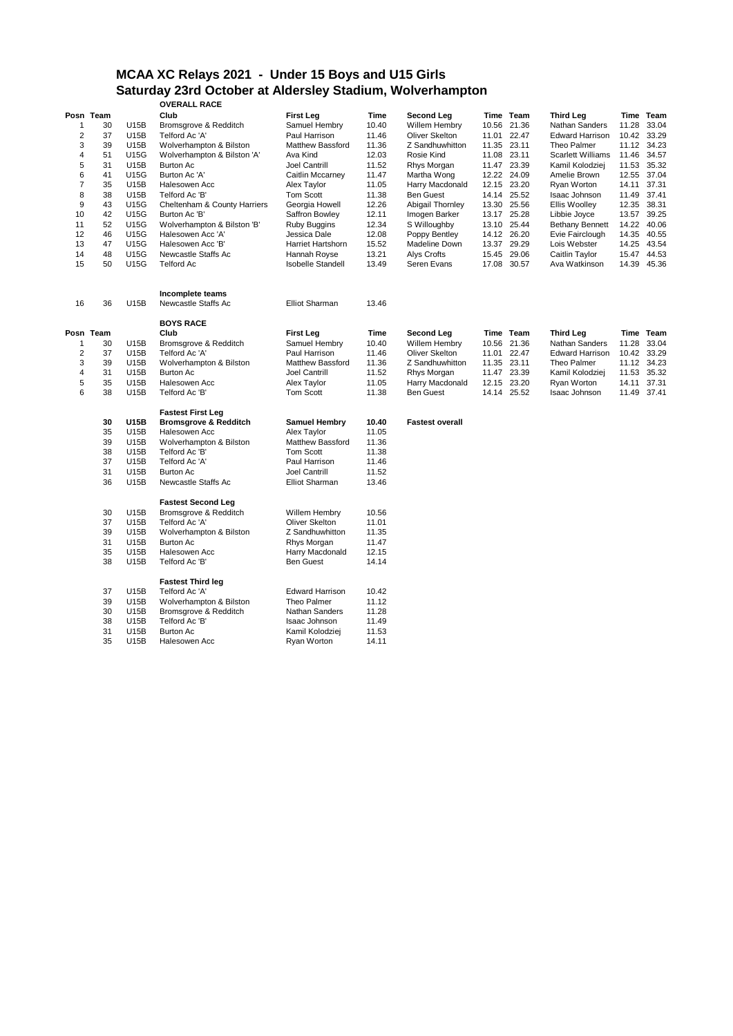# MCAA XC Relays 2021 - Under 15 Boys and U15 Girls
## Saturday 23rd October at Aldersley Stadium, Wolverhampton

### OVERALL RACE

| Posn | Team | | Club | First Leg | Time | Second Leg | Time | Team | Third Leg | Time | Team |
|---|---|---|---|---|---|---|---|---|---|---|---|
| 1 | 30 | U15B | Bromsgrove & Redditch | Samuel Hembry | 10.40 | Willem Hembry | 10.56 | 21.36 | Nathan Sanders | 11.28 | 33.04 |
| 2 | 37 | U15B | Telford Ac 'A' | Paul Harrison | 11.46 | Oliver Skelton | 11.01 | 22.47 | Edward Harrison | 10.42 | 33.29 |
| 3 | 39 | U15B | Wolverhampton & Bilston | Matthew Bassford | 11.36 | Z Sandhuwhitton | 11.35 | 23.11 | Theo Palmer | 11.12 | 34.23 |
| 4 | 51 | U15G | Wolverhampton & Bilston 'A' | Ava Kind | 12.03 | Rosie Kind | 11.08 | 23.11 | Scarlett Williams | 11.46 | 34.57 |
| 5 | 31 | U15B | Burton Ac | Joel Cantrill | 11.52 | Rhys Morgan | 11.47 | 23.39 | Kamil Kolodziej | 11.53 | 35.32 |
| 6 | 41 | U15G | Burton Ac 'A' | Caitlin Mccarney | 11.47 | Martha Wong | 12.22 | 24.09 | Amelie Brown | 12.55 | 37.04 |
| 7 | 35 | U15B | Halesowen Acc | Alex Taylor | 11.05 | Harry Macdonald | 12.15 | 23.20 | Ryan Worton | 14.11 | 37.31 |
| 8 | 38 | U15B | Telford Ac 'B' | Tom Scott | 11.38 | Ben Guest | 14.14 | 25.52 | Isaac Johnson | 11.49 | 37.41 |
| 9 | 43 | U15G | Cheltenham & County Harriers | Georgia Howell | 12.26 | Abigail Thornley | 13.30 | 25.56 | Ellis Woolley | 12.35 | 38.31 |
| 10 | 42 | U15G | Burton Ac 'B' | Saffron Bowley | 12.11 | Imogen Barker | 13.17 | 25.28 | Libbie Joyce | 13.57 | 39.25 |
| 11 | 52 | U15G | Wolverhampton & Bilston 'B' | Ruby Buggins | 12.34 | S Willoughby | 13.10 | 25.44 | Bethany Bennett | 14.22 | 40.06 |
| 12 | 46 | U15G | Halesowen Acc 'A' | Jessica Dale | 12.08 | Poppy Bentley | 14.12 | 26.20 | Evie Fairclough | 14.35 | 40.55 |
| 13 | 47 | U15G | Halesowen Acc 'B' | Harriet Hartshorn | 15.52 | Madeline Down | 13.37 | 29.29 | Lois Webster | 14.25 | 43.54 |
| 14 | 48 | U15G | Newcastle Staffs Ac | Hannah Royse | 13.21 | Alys Crofts | 15.45 | 29.06 | Caitlin Taylor | 15.47 | 44.53 |
| 15 | 50 | U15G | Telford Ac | Isobelle Standell | 13.49 | Seren Evans | 17.08 | 30.57 | Ava Watkinson | 14.39 | 45.36 |

**Incomplete teams**

| Posn | Team | | Club | First Leg | Time |
|---|---|---|---|---|---|
| 16 | 36 | U15B | Newcastle Staffs Ac | Elliot Sharman | 13.46 |

### BOYS RACE

| Posn | Team | | Club | First Leg | Time | Second Leg | Time | Team | Third Leg | Time | Team |
|---|---|---|---|---|---|---|---|---|---|---|---|
| 1 | 30 | U15B | Bromsgrove & Redditch | Samuel Hembry | 10.40 | Willem Hembry | 10.56 | 21.36 | Nathan Sanders | 11.28 | 33.04 |
| 2 | 37 | U15B | Telford Ac 'A' | Paul Harrison | 11.46 | Oliver Skelton | 11.01 | 22.47 | Edward Harrison | 10.42 | 33.29 |
| 3 | 39 | U15B | Wolverhampton & Bilston | Matthew Bassford | 11.36 | Z Sandhuwhitton | 11.35 | 23.11 | Theo Palmer | 11.12 | 34.23 |
| 4 | 31 | U15B | Burton Ac | Joel Cantrill | 11.52 | Rhys Morgan | 11.47 | 23.39 | Kamil Kolodziej | 11.53 | 35.32 |
| 5 | 35 | U15B | Halesowen Acc | Alex Taylor | 11.05 | Harry Macdonald | 12.15 | 23.20 | Ryan Worton | 14.11 | 37.31 |
| 6 | 38 | U15B | Telford Ac 'B' | Tom Scott | 11.38 | Ben Guest | 14.14 | 25.52 | Isaac Johnson | 11.49 | 37.41 |

**Fastest First Leg**

| Team | | Club | Name | Time | |
|---|---|---|---|---|---|
| **30** | **U15B** | **Bromsgrove & Redditch** | **Samuel Hembry** | **10.40** | **Fastest overall** |
| 35 | U15B | Halesowen Acc | Alex Taylor | 11.05 | |
| 39 | U15B | Wolverhampton & Bilston | Matthew Bassford | 11.36 | |
| 38 | U15B | Telford Ac 'B' | Tom Scott | 11.38 | |
| 37 | U15B | Telford Ac 'A' | Paul Harrison | 11.46 | |
| 31 | U15B | Burton Ac | Joel Cantrill | 11.52 | |
| 36 | U15B | Newcastle Staffs Ac | Elliot Sharman | 13.46 | |

**Fastest Second Leg**

| Team | | Club | Name | Time |
|---|---|---|---|---|
| 30 | U15B | Bromsgrove & Redditch | Willem Hembry | 10.56 |
| 37 | U15B | Telford Ac 'A' | Oliver Skelton | 11.01 |
| 39 | U15B | Wolverhampton & Bilston | Z Sandhuwhitton | 11.35 |
| 31 | U15B | Burton Ac | Rhys Morgan | 11.47 |
| 35 | U15B | Halesowen Acc | Harry Macdonald | 12.15 |
| 38 | U15B | Telford Ac 'B' | Ben Guest | 14.14 |

**Fastest Third leg**

| Team | | Club | Name | Time |
|---|---|---|---|---|
| 37 | U15B | Telford Ac 'A' | Edward Harrison | 10.42 |
| 39 | U15B | Wolverhampton & Bilston | Theo Palmer | 11.12 |
| 30 | U15B | Bromsgrove & Redditch | Nathan Sanders | 11.28 |
| 38 | U15B | Telford Ac 'B' | Isaac Johnson | 11.49 |
| 31 | U15B | Burton Ac | Kamil Kolodziej | 11.53 |
| 35 | U15B | Halesowen Acc | Ryan Worton | 14.11 |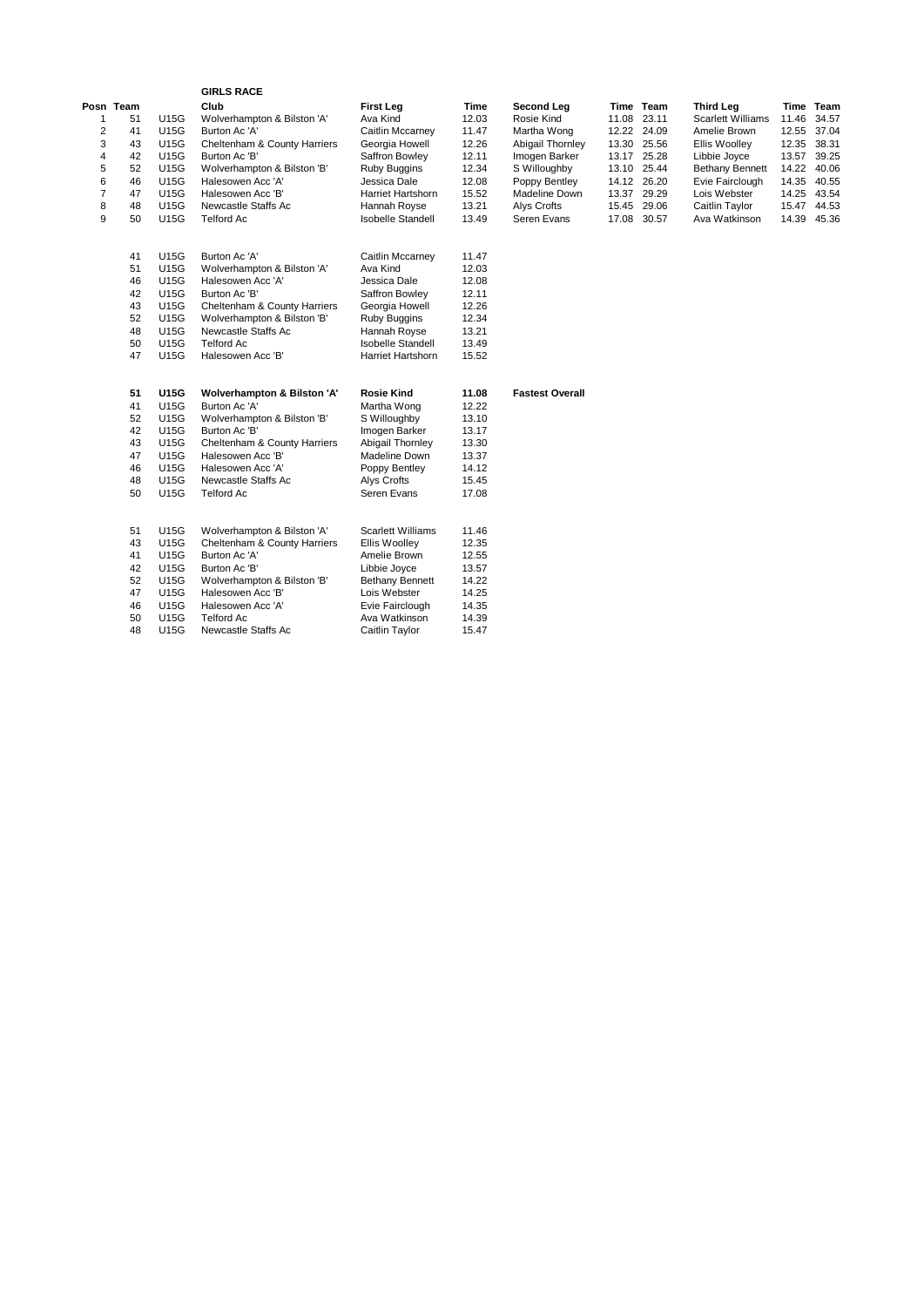## GIRLS RACE

| Posn | Team | | Club | First Leg | Time | Second Leg | Time | Team | Third Leg | Time | Team |
|---|---|---|---|---|---|---|---|---|---|---|---|
| 1 | 51 | U15G | Wolverhampton & Bilston 'A' | Ava Kind | 12.03 | Rosie Kind | 11.08 | 23.11 | Scarlett Williams | 11.46 | 34.57 |
| 2 | 41 | U15G | Burton Ac 'A' | Caitlin Mccarney | 11.47 | Martha Wong | 12.22 | 24.09 | Amelie Brown | 12.55 | 37.04 |
| 3 | 43 | U15G | Cheltenham & County Harriers | Georgia Howell | 12.26 | Abigail Thornley | 13.30 | 25.56 | Ellis Woolley | 12.35 | 38.31 |
| 4 | 42 | U15G | Burton Ac 'B' | Saffron Bowley | 12.11 | Imogen Barker | 13.17 | 25.28 | Libbie Joyce | 13.57 | 39.25 |
| 5 | 52 | U15G | Wolverhampton & Bilston 'B' | Ruby Buggins | 12.34 | S Willoughby | 13.10 | 25.44 | Bethany Bennett | 14.22 | 40.06 |
| 6 | 46 | U15G | Halesowen Acc 'A' | Jessica Dale | 12.08 | Poppy Bentley | 14.12 | 26.20 | Evie Fairclough | 14.35 | 40.55 |
| 7 | 47 | U15G | Halesowen Acc 'B' | Harriet Hartshorn | 15.52 | Madeline Down | 13.37 | 29.29 | Lois Webster | 14.25 | 43.54 |
| 8 | 48 | U15G | Newcastle Staffs Ac | Hannah Royse | 13.21 | Alys Crofts | 15.45 | 29.06 | Caitlin Taylor | 15.47 | 44.53 |
| 9 | 50 | U15G | Telford Ac | Isobelle Standell | 13.49 | Seren Evans | 17.08 | 30.57 | Ava Watkinson | 14.39 | 45.36 |

| Team | | Club | Name | Time |
|---|---|---|---|---|
| 41 | U15G | Burton Ac 'A' | Caitlin Mccarney | 11.47 |
| 51 | U15G | Wolverhampton & Bilston 'A' | Ava Kind | 12.03 |
| 46 | U15G | Halesowen Acc 'A' | Jessica Dale | 12.08 |
| 42 | U15G | Burton Ac 'B' | Saffron Bowley | 12.11 |
| 43 | U15G | Cheltenham & County Harriers | Georgia Howell | 12.26 |
| 52 | U15G | Wolverhampton & Bilston 'B' | Ruby Buggins | 12.34 |
| 48 | U15G | Newcastle Staffs Ac | Hannah Royse | 13.21 |
| 50 | U15G | Telford Ac | Isobelle Standell | 13.49 |
| 47 | U15G | Halesowen Acc 'B' | Harriet Hartshorn | 15.52 |

| Team | | Club | Name | Time | |
|---|---|---|---|---|---|
| **51** | **U15G** | **Wolverhampton & Bilston 'A'** | **Rosie Kind** | **11.08** | **Fastest Overall** |
| 41 | U15G | Burton Ac 'A' | Martha Wong | 12.22 | |
| 52 | U15G | Wolverhampton & Bilston 'B' | S Willoughby | 13.10 | |
| 42 | U15G | Burton Ac 'B' | Imogen Barker | 13.17 | |
| 43 | U15G | Cheltenham & County Harriers | Abigail Thornley | 13.30 | |
| 47 | U15G | Halesowen Acc 'B' | Madeline Down | 13.37 | |
| 46 | U15G | Halesowen Acc 'A' | Poppy Bentley | 14.12 | |
| 48 | U15G | Newcastle Staffs Ac | Alys Crofts | 15.45 | |
| 50 | U15G | Telford Ac | Seren Evans | 17.08 | |

| Team | | Club | Name | Time |
|---|---|---|---|---|
| 51 | U15G | Wolverhampton & Bilston 'A' | Scarlett Williams | 11.46 |
| 43 | U15G | Cheltenham & County Harriers | Ellis Woolley | 12.35 |
| 41 | U15G | Burton Ac 'A' | Amelie Brown | 12.55 |
| 42 | U15G | Burton Ac 'B' | Libbie Joyce | 13.57 |
| 52 | U15G | Wolverhampton & Bilston 'B' | Bethany Bennett | 14.22 |
| 47 | U15G | Halesowen Acc 'B' | Lois Webster | 14.25 |
| 46 | U15G | Halesowen Acc 'A' | Evie Fairclough | 14.35 |
| 50 | U15G | Telford Ac | Ava Watkinson | 14.39 |
| 48 | U15G | Newcastle Staffs Ac | Caitlin Taylor | 15.47 |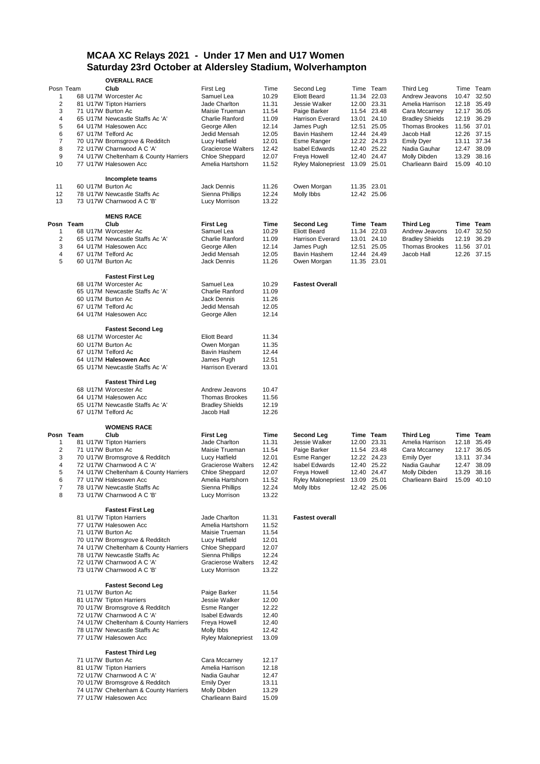# MCAA XC Relays 2021 - Under 17 Men and U17 Women
## Saturday 23rd October at Aldersley Stadium, Wolverhampton

### OVERALL RACE

| Posn | Team | Club | First Leg | Time | Second Leg | Time | Team | Third Leg | Time | Team |
|---|---|---|---|---|---|---|---|---|---|---|
| 1 | 68 | U17M Worcester Ac | Samuel Lea | 10.29 | Eliott Beard | 11.34 | 22.03 | Andrew Jeavons | 10.47 | 32.50 |
| 2 | 81 | U17W Tipton Harriers | Jade Charlton | 11.31 | Jessie Walker | 12.00 | 23.31 | Amelia Harrison | 12.18 | 35.49 |
| 3 | 71 | U17W Burton Ac | Maisie Trueman | 11.54 | Paige Barker | 11.54 | 23.48 | Cara Mccarney | 12.17 | 36.05 |
| 4 | 65 | U17M Newcastle Staffs Ac 'A' | Charlie Ranford | 11.09 | Harrison Everard | 13.01 | 24.10 | Bradley Shields | 12.19 | 36.29 |
| 5 | 64 | U17M Halesowen Acc | George Allen | 12.14 | James Pugh | 12.51 | 25.05 | Thomas Brookes | 11.56 | 37.01 |
| 6 | 67 | U17M Telford Ac | Jedid Mensah | 12.05 | Bavin Hashem | 12.44 | 24.49 | Jacob Hall | 12.26 | 37.15 |
| 7 | 70 | U17W Bromsgrove & Redditch | Lucy Hatfield | 12.01 | Esme Ranger | 12.22 | 24.23 | Emily Dyer | 13.11 | 37.34 |
| 8 | 72 | U17W Charnwood A C 'A' | Gracierose Walters | 12.42 | Isabel Edwards | 12.40 | 25.22 | Nadia Gauhar | 12.47 | 38.09 |
| 9 | 74 | U17W Cheltenham & County Harriers | Chloe Sheppard | 12.07 | Freya Howell | 12.40 | 24.47 | Molly Dibden | 13.29 | 38.16 |
| 10 | 77 | U17W Halesowen Acc | Amelia Hartshorn | 11.52 | Ryley Malonepriest | 13.09 | 25.01 | Charlieann Baird | 15.09 | 40.10 |

**Incomplete teams**

| Posn | Team | Club | First Leg | Time | Second Leg | Time | Team |
|---|---|---|---|---|---|---|---|
| 11 | 60 | U17M Burton Ac | Jack Dennis | 11.26 | Owen Morgan | 11.35 | 23.01 |
| 12 | 78 | U17W Newcastle Staffs Ac | Sienna Phillips | 12.24 | Molly Ibbs | 12.42 | 25.06 |
| 13 | 73 | U17W Charnwood A C 'B' | Lucy Morrison | 13.22 | | | |

### MENS RACE

| Posn | Team | Club | First Leg | Time | Second Leg | Time | Team | Third Leg | Time | Team |
|---|---|---|---|---|---|---|---|---|---|---|
| 1 | 68 | U17M Worcester Ac | Samuel Lea | 10.29 | Eliott Beard | 11.34 | 22.03 | Andrew Jeavons | 10.47 | 32.50 |
| 2 | 65 | U17M Newcastle Staffs Ac 'A' | Charlie Ranford | 11.09 | Harrison Everard | 13.01 | 24.10 | Bradley Shields | 12.19 | 36.29 |
| 3 | 64 | U17M Halesowen Acc | George Allen | 12.14 | James Pugh | 12.51 | 25.05 | Thomas Brookes | 11.56 | 37.01 |
| 4 | 67 | U17M Telford Ac | Jedid Mensah | 12.05 | Bavin Hashem | 12.44 | 24.49 | Jacob Hall | 12.26 | 37.15 |
| 5 | 60 | U17M Burton Ac | Jack Dennis | 11.26 | Owen Morgan | 11.35 | 23.01 | | | |

**Fastest First Leg** — **Fastest Overall**

| Team | Club | Name | Time |
|---|---|---|---|
| 68 | U17M Worcester Ac | Samuel Lea | 10.29 |
| 65 | U17M Newcastle Staffs Ac 'A' | Charlie Ranford | 11.09 |
| 60 | U17M Burton Ac | Jack Dennis | 11.26 |
| 67 | U17M Telford Ac | Jedid Mensah | 12.05 |
| 64 | U17M Halesowen Acc | George Allen | 12.14 |

**Fastest Second Leg**

| Team | Club | Name | Time |
|---|---|---|---|
| 68 | U17M Worcester Ac | Eliott Beard | 11.34 |
| 60 | U17M Burton Ac | Owen Morgan | 11.35 |
| 67 | U17M Telford Ac | Bavin Hashem | 12.44 |
| 64 | U17M **Halesowen Acc** | James Pugh | 12.51 |
| 65 | U17M Newcastle Staffs Ac 'A' | Harrison Everard | 13.01 |

**Fastest Third Leg**

| Team | Club | Name | Time |
|---|---|---|---|
| 68 | U17M Worcester Ac | Andrew Jeavons | 10.47 |
| 64 | U17M Halesowen Acc | Thomas Brookes | 11.56 |
| 65 | U17M Newcastle Staffs Ac 'A' | Bradley Shields | 12.19 |
| 67 | U17M Telford Ac | Jacob Hall | 12.26 |

### WOMENS RACE

| Posn | Team | Club | First Leg | Time | Second Leg | Time | Team | Third Leg | Time | Team |
|---|---|---|---|---|---|---|---|---|---|---|
| 1 | 81 | U17W Tipton Harriers | Jade Charlton | 11.31 | Jessie Walker | 12.00 | 23.31 | Amelia Harrison | 12.18 | 35.49 |
| 2 | 71 | U17W Burton Ac | Maisie Trueman | 11.54 | Paige Barker | 11.54 | 23.48 | Cara Mccarney | 12.17 | 36.05 |
| 3 | 70 | U17W Bromsgrove & Redditch | Lucy Hatfield | 12.01 | Esme Ranger | 12.22 | 24.23 | Emily Dyer | 13.11 | 37.34 |
| 4 | 72 | U17W Charnwood A C 'A' | Gracierose Walters | 12.42 | Isabel Edwards | 12.40 | 25.22 | Nadia Gauhar | 12.47 | 38.09 |
| 5 | 74 | U17W Cheltenham & County Harriers | Chloe Sheppard | 12.07 | Freya Howell | 12.40 | 24.47 | Molly Dibden | 13.29 | 38.16 |
| 6 | 77 | U17W Halesowen Acc | Amelia Hartshorn | 11.52 | Ryley Malonepriest | 13.09 | 25.01 | Charlieann Baird | 15.09 | 40.10 |
| 7 | 78 | U17W Newcastle Staffs Ac | Sienna Phillips | 12.24 | Molly Ibbs | 12.42 | 25.06 | | | |
| 8 | 73 | U17W Charnwood A C 'B' | Lucy Morrison | 13.22 | | | | | | |

**Fastest First Leg** — **Fastest overall**

| Team | Club | Name | Time |
|---|---|---|---|
| 81 | U17W Tipton Harriers | Jade Charlton | 11.31 |
| 77 | U17W Halesowen Acc | Amelia Hartshorn | 11.52 |
| 71 | U17W Burton Ac | Maisie Trueman | 11.54 |
| 70 | U17W Bromsgrove & Redditch | Lucy Hatfield | 12.01 |
| 74 | U17W Cheltenham & County Harriers | Chloe Sheppard | 12.07 |
| 78 | U17W Newcastle Staffs Ac | Sienna Phillips | 12.24 |
| 72 | U17W Charnwood A C 'A' | Gracierose Walters | 12.42 |
| 73 | U17W Charnwood A C 'B' | Lucy Morrison | 13.22 |

**Fastest Second Leg**

| Team | Club | Name | Time |
|---|---|---|---|
| 71 | U17W Burton Ac | Paige Barker | 11.54 |
| 81 | U17W Tipton Harriers | Jessie Walker | 12.00 |
| 70 | U17W Bromsgrove & Redditch | Esme Ranger | 12.22 |
| 72 | U17W Charnwood A C 'A' | Isabel Edwards | 12.40 |
| 74 | U17W Cheltenham & County Harriers | Freya Howell | 12.40 |
| 78 | U17W Newcastle Staffs Ac | Molly Ibbs | 12.42 |
| 77 | U17W Halesowen Acc | Ryley Malonepriest | 13.09 |

**Fastest Third Leg**

| Team | Club | Name | Time |
|---|---|---|---|
| 71 | U17W Burton Ac | Cara Mccarney | 12.17 |
| 81 | U17W Tipton Harriers | Amelia Harrison | 12.18 |
| 72 | U17W Charnwood A C 'A' | Nadia Gauhar | 12.47 |
| 70 | U17W Bromsgrove & Redditch | Emily Dyer | 13.11 |
| 74 | U17W Cheltenham & County Harriers | Molly Dibden | 13.29 |
| 77 | U17W Halesowen Acc | Charlieann Baird | 15.09 |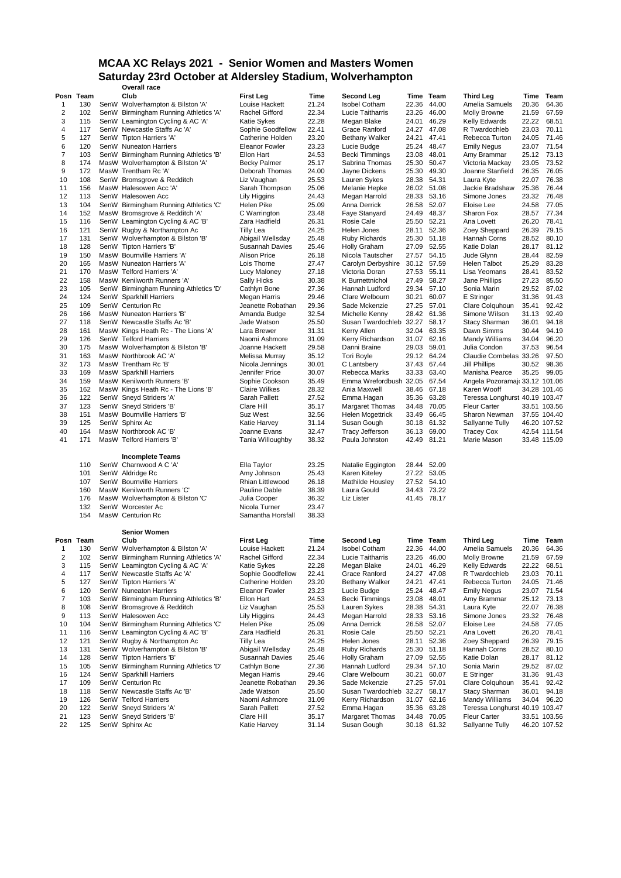# MCAA XC Relays 2021 - Senior Women and Masters Women

## Saturday 23rd October at Aldersley Stadium, Wolverhampton

### Overall race

| Posn | Team | | Club | First Leg | Time | Second Leg | Time | Team | Third Leg | Time | Team |
|---|---|---|---|---|---|---|---|---|---|---|---|
| 1 | 130 | SenW | Wolverhampton & Bilston 'A' | Louise Hackett | 21.24 | Isobel Cotham | 22.36 | 44.00 | Amelia Samuels | 20.36 | 64.36 |
| 2 | 102 | SenW | Birmingham Running Athletics 'A' | Rachel Gifford | 22.34 | Lucie Taitharris | 23.26 | 46.00 | Molly Browne | 21.59 | 67.59 |
| 3 | 115 | SenW | Leamington Cycling & AC 'A' | Katie Sykes | 22.28 | Megan Blake | 24.01 | 46.29 | Kelly Edwards | 22.22 | 68.51 |
| 4 | 117 | SenW | Newcastle Staffs Ac 'A' | Sophie Goodfellow | 22.41 | Grace Ranford | 24.27 | 47.08 | R Twardochleb | 23.03 | 70.11 |
| 5 | 127 | SenW | Tipton Harriers 'A' | Catherine Holden | 23.20 | Bethany Walker | 24.21 | 47.41 | Rebecca Turton | 24.05 | 71.46 |
| 6 | 120 | SenW | Nuneaton Harriers | Eleanor Fowler | 23.23 | Lucie Budge | 25.24 | 48.47 | Emily Negus | 23.07 | 71.54 |
| 7 | 103 | SenW | Birmingham Running Athletics 'B' | Ellon Hart | 24.53 | Becki Timmings | 23.08 | 48.01 | Amy Brammar | 25.12 | 73.13 |
| 8 | 174 | MasW | Wolverhampton & Bilston 'A' | Becky Palmer | 25.17 | Sabrina Thomas | 25.30 | 50.47 | Victoria Mackay | 23.05 | 73.52 |
| 9 | 172 | MasW | Trentham Rc 'A' | Deborah Thomas | 24.00 | Jayne Dickens | 25.30 | 49.30 | Joanne Stanfield | 26.35 | 76.05 |
| 10 | 108 | SenW | Bromsgrove & Redditch | Liz Vaughan | 25.53 | Lauren Sykes | 28.38 | 54.31 | Laura Kyte | 22.07 | 76.38 |
| 11 | 156 | MasW | Halesowen Acc 'A' | Sarah Thompson | 25.06 | Melanie Hepke | 26.02 | 51.08 | Jackie Bradshaw | 25.36 | 76.44 |
| 12 | 113 | SenW | Halesowen Acc | Lily Higgins | 24.43 | Megan Harrold | 28.33 | 53.16 | Simone Jones | 23.32 | 76.48 |
| 13 | 104 | SenW | Birmingham Running Athletics 'C' | Helen Pike | 25.09 | Anna Derrick | 26.58 | 52.07 | Eloise Lee | 24.58 | 77.05 |
| 14 | 152 | MasW | Bromsgrove & Redditch 'A' | C Warrington | 23.48 | Faye Stanyard | 24.49 | 48.37 | Sharon Fox | 28.57 | 77.34 |
| 15 | 116 | SenW | Leamington Cycling & AC 'B' | Zara Hadfield | 26.31 | Rosie Cale | 25.50 | 52.21 | Ana Lovett | 26.20 | 78.41 |
| 16 | 121 | SenW | Rugby & Northampton Ac | Tilly Lea | 24.25 | Helen Jones | 28.11 | 52.36 | Zoey Sheppard | 26.39 | 79.15 |
| 17 | 131 | SenW | Wolverhampton & Bilston 'B' | Abigail Wellsday | 25.48 | Ruby Richards | 25.30 | 51.18 | Hannah Corns | 28.52 | 80.10 |
| 18 | 128 | SenW | Tipton Harriers 'B' | Susannah Davies | 25.46 | Holly Graham | 27.09 | 52.55 | Katie Dolan | 28.17 | 81.12 |
| 19 | 150 | MasW | Bournville Harriers 'A' | Alison Price | 26.18 | Nicola Tautscher | 27.57 | 54.15 | Jude Glynn | 28.44 | 82.59 |
| 20 | 165 | MasW | Nuneaton Harriers 'A' | Lois Thorne | 27.47 | Carolyn Derbyshire | 30.12 | 57.59 | Helen Talbot | 25.29 | 83.28 |
| 21 | 170 | MasW | Telford Harriers 'A' | Lucy Maloney | 27.18 | Victoria Doran | 27.53 | 55.11 | Lisa Yeomans | 28.41 | 83.52 |
| 22 | 158 | MasW | Kenilworth Runners 'A' | Sally Hicks | 30.38 | K Burnettnichol | 27.49 | 58.27 | Jane Phillips | 27.23 | 85.50 |
| 23 | 105 | SenW | Birmingham Running Athletics 'D' | Cathlyn Bone | 27.36 | Hannah Ludford | 29.34 | 57.10 | Sonia Marin | 29.52 | 87.02 |
| 24 | 124 | SenW | Sparkhill Harriers | Megan Harris | 29.46 | Clare Welbourn | 30.21 | 60.07 | E Stringer | 31.36 | 91.43 |
| 25 | 109 | SenW | Centurion Rc | Jeanette Robathan | 29.36 | Sade Mckenzie | 27.25 | 57.01 | Clare Colquhoun | 35.41 | 92.42 |
| 26 | 166 | MasW | Nuneaton Harriers 'B' | Amanda Budge | 32.54 | Michelle Kenny | 28.42 | 61.36 | Simone Wilson | 31.13 | 92.49 |
| 27 | 118 | SenW | Newcastle Staffs Ac 'B' | Jade Watson | 25.50 | Susan Twardochleb | 32.27 | 58.17 | Stacy Sharman | 36.01 | 94.18 |
| 28 | 161 | MasW | Kings Heath Rc - The Lions 'A' | Lara Brewer | 31.31 | Kerry Allen | 32.04 | 63.35 | Dawn Simms | 30.44 | 94.19 |
| 29 | 126 | SenW | Telford Harriers | Naomi Ashmore | 31.09 | Kerry Richardson | 31.07 | 62.16 | Mandy Williams | 34.04 | 96.20 |
| 30 | 175 | MasW | Wolverhampton & Bilston 'B' | Joanne Hackett | 29.58 | Danni Braine | 29.03 | 59.01 | Julia Condon | 37.53 | 96.54 |
| 31 | 163 | MasW | Northbrook AC 'A' | Melissa Murray | 35.12 | Tori Boyle | 29.12 | 64.24 | Claudie Combelas | 33.26 | 97.50 |
| 32 | 173 | MasW | Trentham Rc 'B' | Nicola Jennings | 30.01 | C Lantsbery | 37.43 | 67.44 | Jill Phillips | 30.52 | 98.36 |
| 33 | 169 | MasW | Sparkhill Harriers | Jennifer Price | 30.07 | Rebecca Marks | 33.33 | 63.40 | Manisha Pearce | 35.25 | 99.05 |
| 34 | 159 | MasW | Kenilworth Runners 'B' | Sophie Cookson | 35.49 | Emma Wrefordbush | 32.05 | 67.54 | Angela Pozoramaj | 33.12 | 101.06 |
| 35 | 162 | MasW | Kings Heath Rc - The Lions 'B' | Claire Wilkes | 28.32 | Ania Maxwell | 38.46 | 67.18 | Karen Wooff | 34.28 | 101.46 |
| 36 | 122 | SenW | Sneyd Striders 'A' | Sarah Pallett | 27.52 | Emma Hagan | 35.36 | 63.28 | Teressa Longhurst | 40.19 | 103.47 |
| 37 | 123 | SenW | Sneyd Striders 'B' | Clare Hill | 35.17 | Margaret Thomas | 34.48 | 70.05 | Fleur Carter | 33.51 | 103.56 |
| 38 | 151 | MasW | Bournville Harriers 'B' | Suz West | 32.56 | Helen Mcgettrick | 33.49 | 66.45 | Sharon Newman | 37.55 | 104.40 |
| 39 | 125 | SenW | Sphinx Ac | Katie Harvey | 31.14 | Susan Gough | 30.18 | 61.32 | Sallyanne Tully | 46.20 | 107.52 |
| 40 | 164 | MasW | Northbrook AC 'B' | Joanne Evans | 32.47 | Tracy Jefferson | 36.13 | 69.00 | Tracey Cox | 42.54 | 111.54 |
| 41 | 171 | MasW | Telford Harriers 'B' | Tania Willoughby | 38.32 | Paula Johnston | 42.49 | 81.21 | Marie Mason | 33.48 | 115.09 |

### Incomplete Teams

| Team | | Club | First Leg | Time | Second Leg | Time | Team |
|---|---|---|---|---|---|---|---|
| 110 | SenW | Charnwood A C 'A' | Ella Taylor | 23.25 | Natalie Eggington | 28.44 | 52.09 |
| 101 | SenW | Aldridge Rc | Amy Johnson | 25.43 | Karen Kiteley | 27.22 | 53.05 |
| 107 | SenW | Bournville Harriers | Rhian Littlewood | 26.18 | Mathilde Housley | 27.52 | 54.10 |
| 160 | MasW | Kenilworth Runners 'C' | Pauline Dable | 38.39 | Laura Gould | 34.43 | 73.22 |
| 176 | MasW | Wolverhampton & Bilston 'C' | Julia Cooper | 36.32 | Liz Lister | 41.45 | 78.17 |
| 132 | SenW | Worcester Ac | Nicola Turner | 23.47 | | | |
| 154 | MasW | Centurion Rc | Samantha Horsfall | 38.33 | | | |

### Senior Women

| Posn | Team | | Club | First Leg | Time | Second Leg | Time | Team | Third Leg | Time | Team |
|---|---|---|---|---|---|---|---|---|---|---|---|
| 1 | 130 | SenW | Wolverhampton & Bilston 'A' | Louise Hackett | 21.24 | Isobel Cotham | 22.36 | 44.00 | Amelia Samuels | 20.36 | 64.36 |
| 2 | 102 | SenW | Birmingham Running Athletics 'A' | Rachel Gifford | 22.34 | Lucie Taitharris | 23.26 | 46.00 | Molly Browne | 21.59 | 67.59 |
| 3 | 115 | SenW | Leamington Cycling & AC 'A' | Katie Sykes | 22.28 | Megan Blake | 24.01 | 46.29 | Kelly Edwards | 22.22 | 68.51 |
| 4 | 117 | SenW | Newcastle Staffs Ac 'A' | Sophie Goodfellow | 22.41 | Grace Ranford | 24.27 | 47.08 | R Twardochleb | 23.03 | 70.11 |
| 5 | 127 | SenW | Tipton Harriers 'A' | Catherine Holden | 23.20 | Bethany Walker | 24.21 | 47.41 | Rebecca Turton | 24.05 | 71.46 |
| 6 | 120 | SenW | Nuneaton Harriers | Eleanor Fowler | 23.23 | Lucie Budge | 25.24 | 48.47 | Emily Negus | 23.07 | 71.54 |
| 7 | 103 | SenW | Birmingham Running Athletics 'B' | Ellon Hart | 24.53 | Becki Timmings | 23.08 | 48.01 | Amy Brammar | 25.12 | 73.13 |
| 8 | 108 | SenW | Bromsgrove & Redditch | Liz Vaughan | 25.53 | Lauren Sykes | 28.38 | 54.31 | Laura Kyte | 22.07 | 76.38 |
| 9 | 113 | SenW | Halesowen Acc | Lily Higgins | 24.43 | Megan Harrold | 28.33 | 53.16 | Simone Jones | 23.32 | 76.48 |
| 10 | 104 | SenW | Birmingham Running Athletics 'C' | Helen Pike | 25.09 | Anna Derrick | 26.58 | 52.07 | Eloise Lee | 24.58 | 77.05 |
| 11 | 116 | SenW | Leamington Cycling & AC 'B' | Zara Hadfield | 26.31 | Rosie Cale | 25.50 | 52.21 | Ana Lovett | 26.20 | 78.41 |
| 12 | 121 | SenW | Rugby & Northampton Ac | Tilly Lea | 24.25 | Helen Jones | 28.11 | 52.36 | Zoey Sheppard | 26.39 | 79.15 |
| 13 | 131 | SenW | Wolverhampton & Bilston 'B' | Abigail Wellsday | 25.48 | Ruby Richards | 25.30 | 51.18 | Hannah Corns | 28.52 | 80.10 |
| 14 | 128 | SenW | Tipton Harriers 'B' | Susannah Davies | 25.46 | Holly Graham | 27.09 | 52.55 | Katie Dolan | 28.17 | 81.12 |
| 15 | 105 | SenW | Birmingham Running Athletics 'D' | Cathlyn Bone | 27.36 | Hannah Ludford | 29.34 | 57.10 | Sonia Marin | 29.52 | 87.02 |
| 16 | 124 | SenW | Sparkhill Harriers | Megan Harris | 29.46 | Clare Welbourn | 30.21 | 60.07 | E Stringer | 31.36 | 91.43 |
| 17 | 109 | SenW | Centurion Rc | Jeanette Robathan | 29.36 | Sade Mckenzie | 27.25 | 57.01 | Clare Colquhoun | 35.41 | 92.42 |
| 18 | 118 | SenW | Newcastle Staffs Ac 'B' | Jade Watson | 25.50 | Susan Twardochleb | 32.27 | 58.17 | Stacy Sharman | 36.01 | 94.18 |
| 19 | 126 | SenW | Telford Harriers | Naomi Ashmore | 31.09 | Kerry Richardson | 31.07 | 62.16 | Mandy Williams | 34.04 | 96.20 |
| 20 | 122 | SenW | Sneyd Striders 'A' | Sarah Pallett | 27.52 | Emma Hagan | 35.36 | 63.28 | Teressa Longhurst | 40.19 | 103.47 |
| 21 | 123 | SenW | Sneyd Striders 'B' | Clare Hill | 35.17 | Margaret Thomas | 34.48 | 70.05 | Fleur Carter | 33.51 | 103.56 |
| 22 | 125 | SenW | Sphinx Ac | Katie Harvey | 31.14 | Susan Gough | 30.18 | 61.32 | Sallyanne Tully | 46.20 | 107.52 |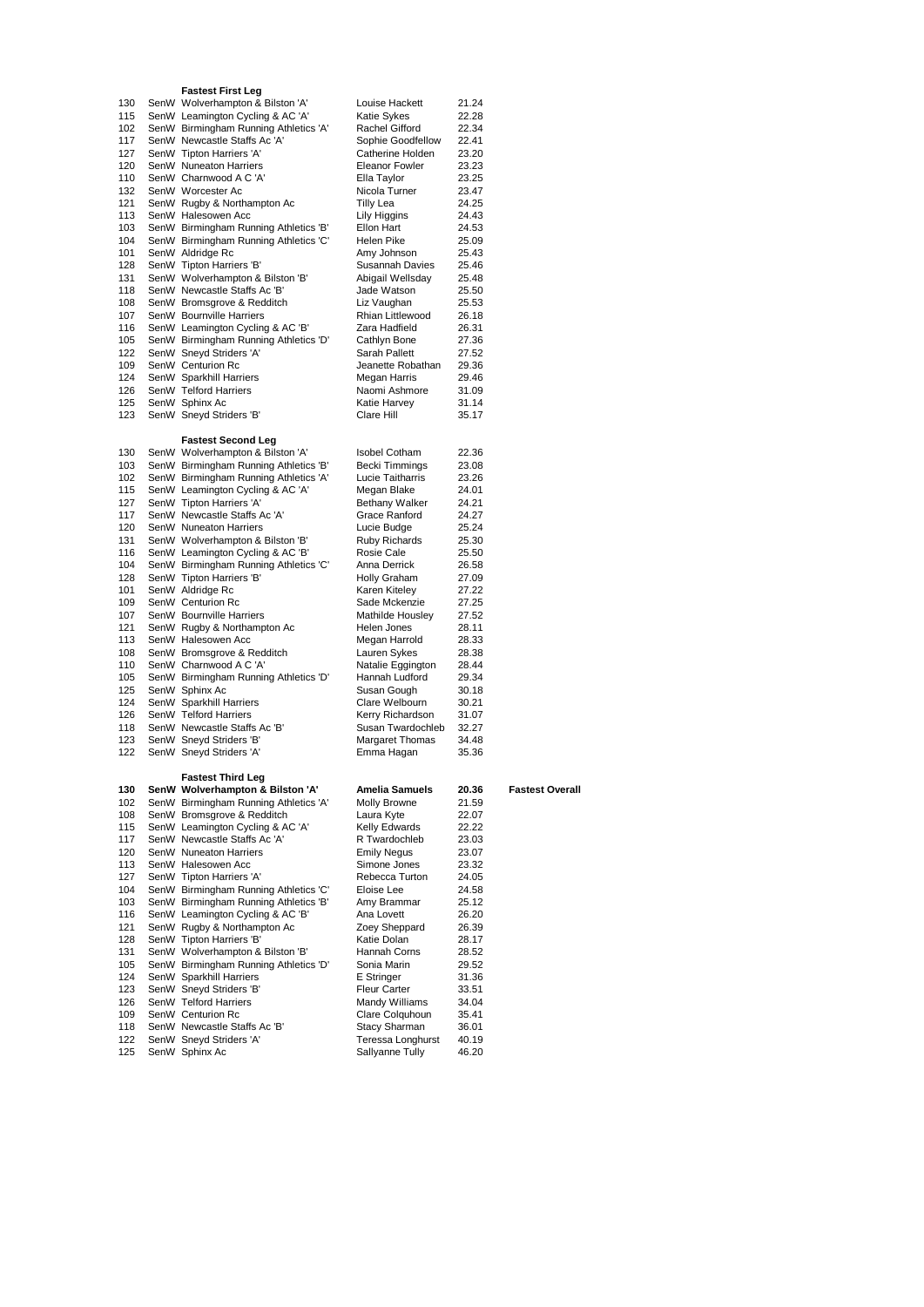### Fastest First Leg

| No. | Cat | Team | Runner | Time |
|---|---|---|---|---|
| 130 | SenW | Wolverhampton & Bilston 'A' | Louise Hackett | 21.24 |
| 115 | SenW | Leamington Cycling & AC 'A' | Katie Sykes | 22.28 |
| 102 | SenW | Birmingham Running Athletics 'A' | Rachel Gifford | 22.34 |
| 117 | SenW | Newcastle Staffs Ac 'A' | Sophie Goodfellow | 22.41 |
| 127 | SenW | Tipton Harriers 'A' | Catherine Holden | 23.20 |
| 120 | SenW | Nuneaton Harriers | Eleanor Fowler | 23.23 |
| 110 | SenW | Charnwood A C 'A' | Ella Taylor | 23.25 |
| 132 | SenW | Worcester Ac | Nicola Turner | 23.47 |
| 121 | SenW | Rugby & Northampton Ac | Tilly Lea | 24.25 |
| 113 | SenW | Halesowen Acc | Lily Higgins | 24.43 |
| 103 | SenW | Birmingham Running Athletics 'B' | Ellon Hart | 24.53 |
| 104 | SenW | Birmingham Running Athletics 'C' | Helen Pike | 25.09 |
| 101 | SenW | Aldridge Rc | Amy Johnson | 25.43 |
| 128 | SenW | Tipton Harriers 'B' | Susannah Davies | 25.46 |
| 131 | SenW | Wolverhampton & Bilston 'B' | Abigail Wellsday | 25.48 |
| 118 | SenW | Newcastle Staffs Ac 'B' | Jade Watson | 25.50 |
| 108 | SenW | Bromsgrove & Redditch | Liz Vaughan | 25.53 |
| 107 | SenW | Bournville Harriers | Rhian Littlewood | 26.18 |
| 116 | SenW | Leamington Cycling & AC 'B' | Zara Hadfield | 26.31 |
| 105 | SenW | Birmingham Running Athletics 'D' | Cathlyn Bone | 27.36 |
| 122 | SenW | Sneyd Striders 'A' | Sarah Pallett | 27.52 |
| 109 | SenW | Centurion Rc | Jeanette Robathan | 29.36 |
| 124 | SenW | Sparkhill Harriers | Megan Harris | 29.46 |
| 126 | SenW | Telford Harriers | Naomi Ashmore | 31.09 |
| 125 | SenW | Sphinx Ac | Katie Harvey | 31.14 |
| 123 | SenW | Sneyd Striders 'B' | Clare Hill | 35.17 |

### Fastest Second Leg

| No. | Cat | Team | Runner | Time |
|---|---|---|---|---|
| 130 | SenW | Wolverhampton & Bilston 'A' | Isobel Cotham | 22.36 |
| 103 | SenW | Birmingham Running Athletics 'B' | Becki Timmings | 23.08 |
| 102 | SenW | Birmingham Running Athletics 'A' | Lucie Taitharris | 23.26 |
| 115 | SenW | Leamington Cycling & AC 'A' | Megan Blake | 24.01 |
| 127 | SenW | Tipton Harriers 'A' | Bethany Walker | 24.21 |
| 117 | SenW | Newcastle Staffs Ac 'A' | Grace Ranford | 24.27 |
| 120 | SenW | Nuneaton Harriers | Lucie Budge | 25.24 |
| 131 | SenW | Wolverhampton & Bilston 'B' | Ruby Richards | 25.30 |
| 116 | SenW | Leamington Cycling & AC 'B' | Rosie Cale | 25.50 |
| 104 | SenW | Birmingham Running Athletics 'C' | Anna Derrick | 26.58 |
| 128 | SenW | Tipton Harriers 'B' | Holly Graham | 27.09 |
| 101 | SenW | Aldridge Rc | Karen Kiteley | 27.22 |
| 109 | SenW | Centurion Rc | Sade Mckenzie | 27.25 |
| 107 | SenW | Bournville Harriers | Mathilde Housley | 27.52 |
| 121 | SenW | Rugby & Northampton Ac | Helen Jones | 28.11 |
| 113 | SenW | Halesowen Acc | Megan Harrold | 28.33 |
| 108 | SenW | Bromsgrove & Redditch | Lauren Sykes | 28.38 |
| 110 | SenW | Charnwood A C 'A' | Natalie Eggington | 28.44 |
| 105 | SenW | Birmingham Running Athletics 'D' | Hannah Ludford | 29.34 |
| 125 | SenW | Sphinx Ac | Susan Gough | 30.18 |
| 124 | SenW | Sparkhill Harriers | Clare Welbourn | 30.21 |
| 126 | SenW | Telford Harriers | Kerry Richardson | 31.07 |
| 118 | SenW | Newcastle Staffs Ac 'B' | Susan Twardochleb | 32.27 |
| 123 | SenW | Sneyd Striders 'B' | Margaret Thomas | 34.48 |
| 122 | SenW | Sneyd Striders 'A' | Emma Hagan | 35.36 |

### Fastest Third Leg

| No. | Cat | Team | Runner | Time | |
|---|---|---|---|---|---|
| **130** | **SenW** | **Wolverhampton & Bilston 'A'** | **Amelia Samuels** | **20.36** | **Fastest Overall** |
| 102 | SenW | Birmingham Running Athletics 'A' | Molly Browne | 21.59 | |
| 108 | SenW | Bromsgrove & Redditch | Laura Kyte | 22.07 | |
| 115 | SenW | Leamington Cycling & AC 'A' | Kelly Edwards | 22.22 | |
| 117 | SenW | Newcastle Staffs Ac 'A' | R Twardochleb | 23.03 | |
| 120 | SenW | Nuneaton Harriers | Emily Negus | 23.07 | |
| 113 | SenW | Halesowen Acc | Simone Jones | 23.32 | |
| 127 | SenW | Tipton Harriers 'A' | Rebecca Turton | 24.05 | |
| 104 | SenW | Birmingham Running Athletics 'C' | Eloise Lee | 24.58 | |
| 103 | SenW | Birmingham Running Athletics 'B' | Amy Brammar | 25.12 | |
| 116 | SenW | Leamington Cycling & AC 'B' | Ana Lovett | 26.20 | |
| 121 | SenW | Rugby & Northampton Ac | Zoey Sheppard | 26.39 | |
| 128 | SenW | Tipton Harriers 'B' | Katie Dolan | 28.17 | |
| 131 | SenW | Wolverhampton & Bilston 'B' | Hannah Corns | 28.52 | |
| 105 | SenW | Birmingham Running Athletics 'D' | Sonia Marin | 29.52 | |
| 124 | SenW | Sparkhill Harriers | E Stringer | 31.36 | |
| 123 | SenW | Sneyd Striders 'B' | Fleur Carter | 33.51 | |
| 126 | SenW | Telford Harriers | Mandy Williams | 34.04 | |
| 109 | SenW | Centurion Rc | Clare Colquhoun | 35.41 | |
| 118 | SenW | Newcastle Staffs Ac 'B' | Stacy Sharman | 36.01 | |
| 122 | SenW | Sneyd Striders 'A' | Teressa Longhurst | 40.19 | |
| 125 | SenW | Sphinx Ac | Sallyanne Tully | 46.20 | |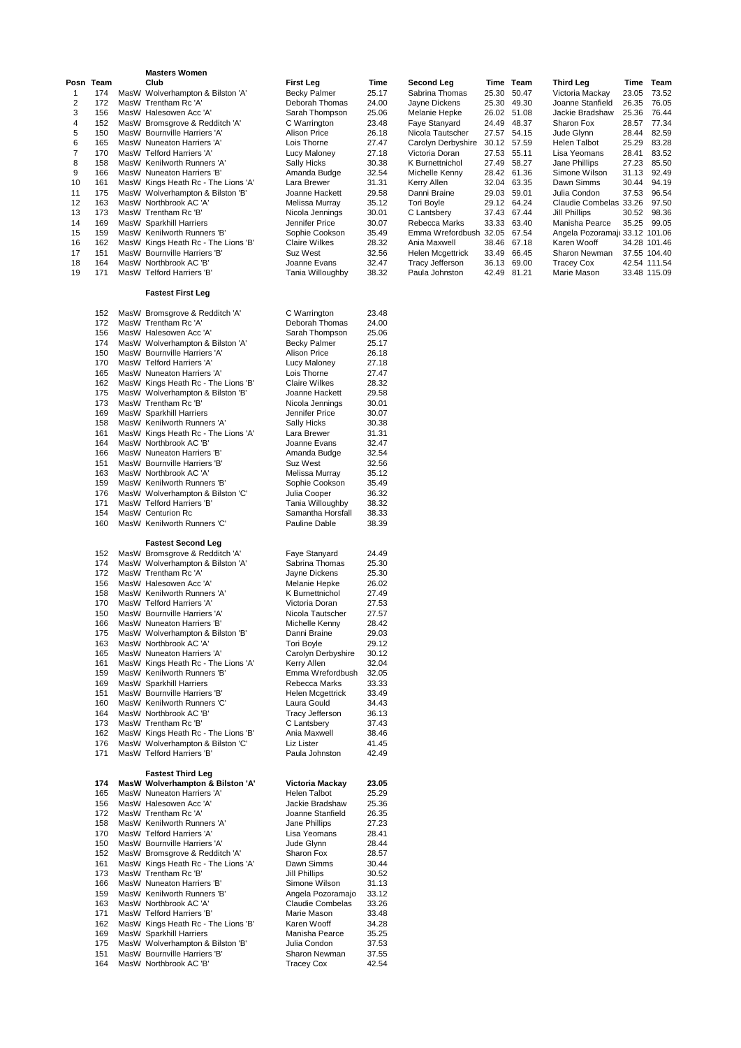## Masters Women

| Posn | Team | Club | First Leg | Time | Second Leg | Time | Team | Third Leg | Time | Team |
|---|---|---|---|---|---|---|---|---|---|---|
| 1 | 174 | MasW Wolverhampton & Bilston 'A' | Becky Palmer | 25.17 | Sabrina Thomas | 25.30 | 50.47 | Victoria Mackay | 23.05 | 73.52 |
| 2 | 172 | MasW Trentham Rc 'A' | Deborah Thomas | 24.00 | Jayne Dickens | 25.30 | 49.30 | Joanne Stanfield | 26.35 | 76.05 |
| 3 | 156 | MasW Halesowen Acc 'A' | Sarah Thompson | 25.06 | Melanie Hepke | 26.02 | 51.08 | Jackie Bradshaw | 25.36 | 76.44 |
| 4 | 152 | MasW Bromsgrove & Redditch 'A' | C Warrington | 23.48 | Faye Stanyard | 24.49 | 48.37 | Sharon Fox | 28.57 | 77.34 |
| 5 | 150 | MasW Bournville Harriers 'A' | Alison Price | 26.18 | Nicola Tautscher | 27.57 | 54.15 | Jude Glynn | 28.44 | 82.59 |
| 6 | 165 | MasW Nuneaton Harriers 'A' | Lois Thorne | 27.47 | Carolyn Derbyshire | 30.12 | 57.59 | Helen Talbot | 25.29 | 83.28 |
| 7 | 170 | MasW Telford Harriers 'A' | Lucy Maloney | 27.18 | Victoria Doran | 27.53 | 55.11 | Lisa Yeomans | 28.41 | 83.52 |
| 8 | 158 | MasW Kenilworth Runners 'A' | Sally Hicks | 30.38 | K Burnettnichol | 27.49 | 58.27 | Jane Phillips | 27.23 | 85.50 |
| 9 | 166 | MasW Nuneaton Harriers 'B' | Amanda Budge | 32.54 | Michelle Kenny | 28.42 | 61.36 | Simone Wilson | 31.13 | 92.49 |
| 10 | 161 | MasW Kings Heath Rc - The Lions 'A' | Lara Brewer | 31.31 | Kerry Allen | 32.04 | 63.35 | Dawn Simms | 30.44 | 94.19 |
| 11 | 175 | MasW Wolverhampton & Bilston 'B' | Joanne Hackett | 29.58 | Danni Braine | 29.03 | 59.01 | Julia Condon | 37.53 | 96.54 |
| 12 | 163 | MasW Northbrook AC 'A' | Melissa Murray | 35.12 | Tori Boyle | 29.12 | 64.24 | Claudie Combelas | 33.26 | 97.50 |
| 13 | 173 | MasW Trentham Rc 'B' | Nicola Jennings | 30.01 | C Lantsbery | 37.43 | 67.44 | Jill Phillips | 30.52 | 98.36 |
| 14 | 169 | MasW Sparkhill Harriers | Jennifer Price | 30.07 | Rebecca Marks | 33.33 | 63.40 | Manisha Pearce | 35.25 | 99.05 |
| 15 | 159 | MasW Kenilworth Runners 'B' | Sophie Cookson | 35.49 | Emma Wrefordbush | 32.05 | 67.54 | Angela Pozoramajo | 33.12 | 101.06 |
| 16 | 162 | MasW Kings Heath Rc - The Lions 'B' | Claire Wilkes | 28.32 | Ania Maxwell | 38.46 | 67.18 | Karen Wooff | 34.28 | 101.46 |
| 17 | 151 | MasW Bournville Harriers 'B' | Suz West | 32.56 | Helen Mcgettrick | 33.49 | 66.45 | Sharon Newman | 37.55 | 104.40 |
| 18 | 164 | MasW Northbrook AC 'B' | Joanne Evans | 32.47 | Tracy Jefferson | 36.13 | 69.00 | Tracey Cox | 42.54 | 111.54 |
| 19 | 171 | MasW Telford Harriers 'B' | Tania Willoughby | 38.32 | Paula Johnston | 42.49 | 81.21 | Marie Mason | 33.48 | 115.09 |

### Fastest First Leg

| Team | Club | Runner | Time |
|---|---|---|---|
| 152 | MasW Bromsgrove & Redditch 'A' | C Warrington | 23.48 |
| 172 | MasW Trentham Rc 'A' | Deborah Thomas | 24.00 |
| 156 | MasW Halesowen Acc 'A' | Sarah Thompson | 25.06 |
| 174 | MasW Wolverhampton & Bilston 'A' | Becky Palmer | 25.17 |
| 150 | MasW Bournville Harriers 'A' | Alison Price | 26.18 |
| 170 | MasW Telford Harriers 'A' | Lucy Maloney | 27.18 |
| 165 | MasW Nuneaton Harriers 'A' | Lois Thorne | 27.47 |
| 162 | MasW Kings Heath Rc - The Lions 'B' | Claire Wilkes | 28.32 |
| 175 | MasW Wolverhampton & Bilston 'B' | Joanne Hackett | 29.58 |
| 173 | MasW Trentham Rc 'B' | Nicola Jennings | 30.01 |
| 169 | MasW Sparkhill Harriers | Jennifer Price | 30.07 |
| 158 | MasW Kenilworth Runners 'A' | Sally Hicks | 30.38 |
| 161 | MasW Kings Heath Rc - The Lions 'A' | Lara Brewer | 31.31 |
| 164 | MasW Northbrook AC 'B' | Joanne Evans | 32.47 |
| 166 | MasW Nuneaton Harriers 'B' | Amanda Budge | 32.54 |
| 151 | MasW Bournville Harriers 'B' | Suz West | 32.56 |
| 163 | MasW Northbrook AC 'A' | Melissa Murray | 35.12 |
| 159 | MasW Kenilworth Runners 'B' | Sophie Cookson | 35.49 |
| 176 | MasW Wolverhampton & Bilston 'C' | Julia Cooper | 36.32 |
| 171 | MasW Telford Harriers 'B' | Tania Willoughby | 38.32 |
| 154 | MasW Centurion Rc | Samantha Horsfall | 38.33 |
| 160 | MasW Kenilworth Runners 'C' | Pauline Dable | 38.39 |

### Fastest Second Leg

| Team | Club | Runner | Time |
|---|---|---|---|
| 152 | MasW Bromsgrove & Redditch 'A' | Faye Stanyard | 24.49 |
| 174 | MasW Wolverhampton & Bilston 'A' | Sabrina Thomas | 25.30 |
| 172 | MasW Trentham Rc 'A' | Jayne Dickens | 25.30 |
| 156 | MasW Halesowen Acc 'A' | Melanie Hepke | 26.02 |
| 158 | MasW Kenilworth Runners 'A' | K Burnettnichol | 27.49 |
| 170 | MasW Telford Harriers 'A' | Victoria Doran | 27.53 |
| 150 | MasW Bournville Harriers 'A' | Nicola Tautscher | 27.57 |
| 166 | MasW Nuneaton Harriers 'B' | Michelle Kenny | 28.42 |
| 175 | MasW Wolverhampton & Bilston 'B' | Danni Braine | 29.03 |
| 163 | MasW Northbrook AC 'A' | Tori Boyle | 29.12 |
| 165 | MasW Nuneaton Harriers 'A' | Carolyn Derbyshire | 30.12 |
| 161 | MasW Kings Heath Rc - The Lions 'A' | Kerry Allen | 32.04 |
| 159 | MasW Kenilworth Runners 'B' | Emma Wrefordbush | 32.05 |
| 169 | MasW Sparkhill Harriers | Rebecca Marks | 33.33 |
| 151 | MasW Bournville Harriers 'B' | Helen Mcgettrick | 33.49 |
| 160 | MasW Kenilworth Runners 'C' | Laura Gould | 34.43 |
| 164 | MasW Northbrook AC 'B' | Tracy Jefferson | 36.13 |
| 173 | MasW Trentham Rc 'B' | C Lantsbery | 37.43 |
| 162 | MasW Kings Heath Rc - The Lions 'B' | Ania Maxwell | 38.46 |
| 176 | MasW Wolverhampton & Bilston 'C' | Liz Lister | 41.45 |
| 171 | MasW Telford Harriers 'B' | Paula Johnston | 42.49 |

### Fastest Third Leg

| Team | Club | Runner | Time |
|---|---|---|---|
| **174** | **MasW Wolverhampton & Bilston 'A'** | **Victoria Mackay** | **23.05** |
| 165 | MasW Nuneaton Harriers 'A' | Helen Talbot | 25.29 |
| 156 | MasW Halesowen Acc 'A' | Jackie Bradshaw | 25.36 |
| 172 | MasW Trentham Rc 'A' | Joanne Stanfield | 26.35 |
| 158 | MasW Kenilworth Runners 'A' | Jane Phillips | 27.23 |
| 170 | MasW Telford Harriers 'A' | Lisa Yeomans | 28.41 |
| 150 | MasW Bournville Harriers 'A' | Jude Glynn | 28.44 |
| 152 | MasW Bromsgrove & Redditch 'A' | Sharon Fox | 28.57 |
| 161 | MasW Kings Heath Rc - The Lions 'A' | Dawn Simms | 30.44 |
| 173 | MasW Trentham Rc 'B' | Jill Phillips | 30.52 |
| 166 | MasW Nuneaton Harriers 'B' | Simone Wilson | 31.13 |
| 159 | MasW Kenilworth Runners 'B' | Angela Pozoramajo | 33.12 |
| 163 | MasW Northbrook AC 'A' | Claudie Combelas | 33.26 |
| 171 | MasW Telford Harriers 'B' | Marie Mason | 33.48 |
| 162 | MasW Kings Heath Rc - The Lions 'B' | Karen Wooff | 34.28 |
| 169 | MasW Sparkhill Harriers | Manisha Pearce | 35.25 |
| 175 | MasW Wolverhampton & Bilston 'B' | Julia Condon | 37.53 |
| 151 | MasW Bournville Harriers 'B' | Sharon Newman | 37.55 |
| 164 | MasW Northbrook AC 'B' | Tracey Cox | 42.54 |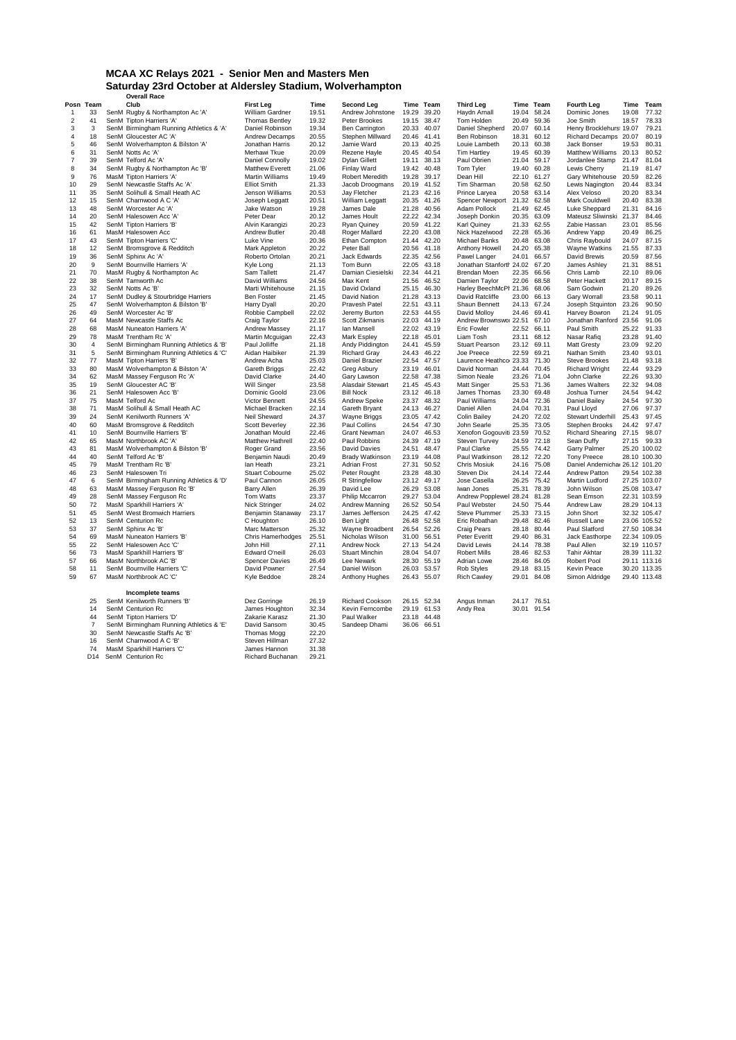# MCAA XC Relays 2021 - Senior Men and Masters Men

## Saturday 23rd October at Aldersley Stadium, Wolverhampton

**Overall Race**

| Posn | Team | | Club | First Leg | Time | Second Leg | Time | Team | Third Leg | Time | Team | Fourth Leg | Time | Team |
|---|---|---|---|---|---|---|---|---|---|---|---|---|---|---|
| 1 | 33 | SenM | Rugby & Northampton Ac 'A' | William Gardner | 19.51 | Andrew Johnstone | 19.29 | 39.20 | Haydn Arnall | 19.04 | 58.24 | Dominic Jones | 19.08 | 77.32 |
| 2 | 41 | SenM | Tipton Harriers 'A' | Thomas Bentley | 19.32 | Peter Brookes | 19.15 | 38.47 | Tom Holden | 20.49 | 59.36 | Joe Smith | 18.57 | 78.33 |
| 3 | 3 | SenM | Birmingham Running Athletics & 'A' | Daniel Robinson | 19.34 | Ben Carrington | 20.33 | 40.07 | Daniel Shepherd | 20.07 | 60.14 | Henry Brocklehurst | 19.07 | 79.21 |
| 4 | 18 | SenM | Gloucester AC 'A' | Andrew Decamps | 20.55 | Stephen Millward | 20.46 | 41.41 | Ben Robinson | 18.31 | 60.12 | Richard Decamps | 20.07 | 80.19 |
| 5 | 46 | SenM | Wolverhampton & Bilston 'A' | Jonathan Harris | 20.12 | Jamie Ward | 20.13 | 40.25 | Louie Lambeth | 20.13 | 60.38 | Jack Bonser | 19.53 | 80.31 |
| 6 | 31 | SenM | Notts Ac 'A' | Merhawi Tkue | 20.09 | Rezene Hayle | 20.45 | 40.54 | Tim Hartley | 19.45 | 60.39 | Matthew Williams | 20.13 | 80.52 |
| 7 | 39 | SenM | Telford Ac 'A' | Daniel Connolly | 19.02 | Dylan Gillett | 19.11 | 38.13 | Paul Obrien | 21.04 | 59.17 | Jordanlee Stamp | 21.47 | 81.04 |
| 8 | 34 | SenM | Rugby & Northampton Ac 'B' | Matthew Everett | 21.06 | Finlay Ward | 19.42 | 40.48 | Tom Tyler | 19.40 | 60.28 | Lewis Cherry | 21.19 | 81.47 |
| 9 | 76 | MasM | Tipton Harriers 'A' | Martin Williams | 19.49 | Robert Meredith | 19.28 | 39.17 | Dean Hill | 22.10 | 61.27 | Gary Whitehouse | 20.59 | 82.26 |
| 10 | 29 | SenM | Newcastle Staffs Ac 'A' | Elliot Smith | 21.33 | Jacob Droogmans | 20.19 | 41.52 | Tim Sharman | 20.58 | 62.50 | Lewis Nagington | 20.44 | 83.34 |
| 11 | 35 | SenM | Solihull & Small Heath AC | Jenson Williams | 20.53 | Jay Fletcher | 21.23 | 42.16 | Prince Laryea | 20.58 | 63.14 | Alex Veloso | 20.20 | 83.34 |
| 12 | 15 | SenM | Charnwood A C 'A' | Joseph Leggatt | 20.51 | William Leggatt | 20.35 | 41.26 | Spencer Newport | 21.32 | 62.58 | Mark Couldwell | 20.40 | 83.38 |
| 13 | 48 | SenM | Worcester Ac 'A' | Jake Watson | 19.28 | James Dale | 21.28 | 40.56 | Adam Pollock | 21.49 | 62.45 | Luke Sheppard | 21.31 | 84.16 |
| 14 | 20 | SenM | Halesowen Acc 'A' | Peter Dear | 20.12 | James Hoult | 22.22 | 42.34 | Joseph Donkin | 20.35 | 63.09 | Mateusz Sliwinski | 21.37 | 84.46 |
| 15 | 42 | SenM | Tipton Harriers 'B' | Alvin Karangizi | 20.23 | Ryan Quiney | 20.59 | 41.22 | Karl Quiney | 21.33 | 62.55 | Zabie Hassan | 23.01 | 85.56 |
| 16 | 61 | MasM | Halesowen Acc | Andrew Butler | 20.48 | Roger Mallard | 22.20 | 43.08 | Nick Hazelwood | 22.28 | 65.36 | Andrew Yapp | 20.49 | 86.25 |
| 17 | 43 | SenM | Tipton Harriers 'C' | Luke Vine | 20.36 | Ethan Compton | 21.44 | 42.20 | Michael Banks | 20.48 | 63.08 | Chris Raybould | 24.07 | 87.15 |
| 18 | 12 | SenM | Bromsgrove & Redditch | Mark Appleton | 20.22 | Peter Ball | 20.56 | 41.18 | Anthony Howell | 24.20 | 65.38 | Wayne Watkins | 21.55 | 87.33 |
| 19 | 36 | SenM | Sphinx Ac 'A' | Roberto Ortolan | 20.21 | Jack Edwards | 22.35 | 42.56 | Pawel Langer | 24.01 | 66.57 | David Brewis | 20.59 | 87.56 |
| 20 | 9 | SenM | Bournville Harriers 'A' | Kyle Long | 21.13 | Tom Bunn | 22.05 | 43.18 | Jonathan Stanforth | 24.02 | 67.20 | James Ashley | 21.31 | 88.51 |
| 21 | 70 | MasM | Rugby & Northampton Ac | Sam Tallett | 21.47 | Damian Ciesielski | 22.34 | 44.21 | Brendan Moen | 22.35 | 66.56 | Chris Lamb | 22.10 | 89.06 |
| 22 | 38 | SenM | Tamworth Ac | David Williams | 24.56 | Max Kent | 21.56 | 46.52 | Damien Taylor | 22.06 | 68.58 | Peter Hackett | 20.17 | 89.15 |
| 23 | 32 | SenM | Notts Ac 'B' | Marti Whitehouse | 21.15 | David Oxland | 25.15 | 46.30 | Harley BeechMcPh | 21.36 | 68.06 | Sam Godwin | 21.20 | 89.26 |
| 24 | 17 | SenM | Dudley & Stourbridge Harriers | Ben Foster | 21.45 | David Nation | 21.28 | 43.13 | David Ratcliffe | 23.00 | 66.13 | Gary Worrall | 23.58 | 90.11 |
| 25 | 47 | SenM | Wolverhampton & Bilston 'B' | Harry Dyall | 20.20 | Pravesh Patel | 22.51 | 43.11 | Shaun Bennett | 24.13 | 67.24 | Joseph Stquinton | 23.26 | 90.50 |
| 26 | 49 | SenM | Worcester Ac 'B' | Robbie Campbell | 22.02 | Jeremy Burton | 22.53 | 44.55 | David Molloy | 24.46 | 69.41 | Harvey Bowron | 21.24 | 91.05 |
| 27 | 64 | MasM | Newcastle Staffs Ac | Craig Taylor | 22.16 | Scott Zikmanis | 22.03 | 44.19 | Andrew Brownswo | 22.51 | 67.10 | Jonathan Ranford | 23.56 | 91.06 |
| 28 | 68 | MasM | Nuneaton Harriers 'A' | Andrew Massey | 21.17 | Ian Mansell | 22.02 | 43.19 | Eric Fowler | 22.52 | 66.11 | Paul Smith | 25.22 | 91.33 |
| 29 | 78 | MasM | Trentham Rc 'A' | Martin Mcguigan | 22.43 | Mark Espley | 22.18 | 45.01 | Liam Tosh | 23.11 | 68.12 | Nasar Rafiq | 23.28 | 91.40 |
| 30 | 4 | SenM | Birmingham Running Athletics & 'B' | Paul Jolliffe | 21.18 | Andy Piddington | 24.41 | 45.59 | Stuart Pearson | 23.12 | 69.11 | Matt Gresty | 23.09 | 92.20 |
| 31 | 5 | SenM | Birmingham Running Athletics & 'C' | Aidan Haibiker | 21.39 | Richard Gray | 24.43 | 46.22 | Joe Preece | 22.59 | 69.21 | Nathan Smith | 23.40 | 93.01 |
| 32 | 77 | MasM | Tipton Harriers 'B' | Andrew Acha | 25.03 | Daniel Brazier | 22.54 | 47.57 | Laurence Heathco | 23.33 | 71.30 | Steve Brookes | 21.48 | 93.18 |
| 33 | 80 | MasM | Wolverhampton & Bilston 'A' | Gareth Briggs | 22.42 | Greg Asbury | 23.19 | 46.01 | David Norman | 24.44 | 70.45 | Richard Wright | 22.44 | 93.29 |
| 34 | 62 | MasM | Massey Ferguson Rc 'A' | David Clarke | 24.40 | Gary Lawson | 22.58 | 47.38 | Simon Neale | 23.26 | 71.04 | John Clarke | 22.26 | 93.30 |
| 35 | 19 | SenM | Gloucester AC 'B' | Will Singer | 23.58 | Alasdair Stewart | 21.45 | 45.43 | Matt Singer | 25.53 | 71.36 | James Walters | 22.32 | 94.08 |
| 36 | 21 | SenM | Halesowen Acc 'B' | Dominic Goold | 23.06 | Bill Nock | 23.12 | 46.18 | James Thomas | 23.30 | 69.48 | Joshua Turner | 24.54 | 94.42 |
| 37 | 75 | MasM | Telford Ac | Victor Bennett | 24.55 | Andrew Speke | 23.37 | 48.32 | Paul Williams | 24.04 | 72.36 | Daniel Bailey | 24.54 | 97.30 |
| 38 | 71 | MasM | Solihull & Small Heath AC | Michael Bracken | 22.14 | Gareth Bryant | 24.13 | 46.27 | Daniel Allen | 24.04 | 70.31 | Paul Lloyd | 27.06 | 97.37 |
| 39 | 24 | SenM | Kenilworth Runners 'A' | Neil Sheward | 24.37 | Wayne Briggs | 23.05 | 47.42 | Colin Bailey | 24.20 | 72.02 | Stewart Underhill | 25.43 | 97.45 |
| 40 | 60 | MasM | Bromsgrove & Redditch | Scott Beverley | 22.36 | Paul Collins | 24.54 | 47.30 | John Searle | 25.35 | 73.05 | Stephen Brooks | 24.42 | 97.47 |
| 41 | 10 | SenM | Bournville Harriers 'B' | Jonathan Mould | 22.46 | Grant Newman | 24.07 | 46.53 | Xenofon Gogouviti | 23.59 | 70.52 | Richard Shearing | 27.15 | 98.07 |
| 42 | 65 | MasM | Northbrook AC 'A' | Matthew Hathrell | 22.40 | Paul Robbins | 24.39 | 47.19 | Steven Turvey | 24.59 | 72.18 | Sean Duffy | 27.15 | 99.33 |
| 43 | 81 | MasM | Wolverhampton & Bilston 'B' | Roger Grand | 23.56 | David Davies | 24.51 | 48.47 | Paul Clarke | 25.55 | 74.42 | Garry Palmer | 25.20 | 100.02 |
| 44 | 40 | SenM | Telford Ac 'B' | Benjamin Naudi | 20.49 | Brady Watkinson | 23.19 | 44.08 | Paul Watkinson | 28.12 | 72.20 | Tony Preece | 28.10 | 100.30 |
| 45 | 79 | MasM | Trentham Rc 'B' | Ian Heath | 23.21 | Adrian Frost | 27.31 | 50.52 | Chris Mosiuk | 24.16 | 75.08 | Daniel Andemichae | 26.12 | 101.20 |
| 46 | 23 | SenM | Halesowen Tri | Stuart Cobourne | 25.02 | Peter Rought | 23.28 | 48.30 | Steven Dix | 24.14 | 72.44 | Andrew Patton | 29.54 | 102.38 |
| 47 | 6 | SenM | Birmingham Running Athletics & 'D' | Paul Cannon | 26.05 | R Stringfellow | 23.12 | 49.17 | Jose Casella | 26.25 | 75.42 | Martin Ludford | 27.25 | 103.07 |
| 48 | 63 | MasM | Massey Ferguson Rc 'B' | Barry Allen | 26.39 | David Lee | 26.29 | 53.08 | Iwan Jones | 25.31 | 78.39 | John Wilson | 25.08 | 103.47 |
| 49 | 28 | SenM | Massey Ferguson Rc | Tom Watts | 23.37 | Philip Mccarron | 29.27 | 53.04 | Andrew Popplewel | 28.24 | 81.28 | Sean Emson | 22.31 | 103.59 |
| 50 | 72 | MasM | Sparkhill Harriers 'A' | Nick Stringer | 24.02 | Andrew Manning | 26.52 | 50.54 | Paul Webster | 24.50 | 75.44 | Andrew Law | 28.29 | 104.13 |
| 51 | 45 | SenM | West Bromwich Harriers | Benjamin Stanaway | 23.17 | James Jefferson | 24.25 | 47.42 | Steve Plummer | 25.33 | 73.15 | John Short | 32.32 | 105.47 |
| 52 | 13 | SenM | Centurion Rc | C Houghton | 26.10 | Ben Light | 26.48 | 52.58 | Eric Robathan | 29.48 | 82.46 | Russell Lane | 23.06 | 105.52 |
| 53 | 37 | SenM | Sphinx Ac 'B' | Marc Matterson | 25.32 | Wayne Broadbent | 26.54 | 52.26 | Craig Pears | 28.18 | 80.44 | Paul Slatford | 27.50 | 108.34 |
| 54 | 69 | MasM | Nuneaton Harriers 'B' | Chris Hamerhodges | 25.51 | Nicholas Wilson | 31.00 | 56.51 | Peter Everitt | 29.40 | 86.31 | Jack Easthorpe | 22.34 | 109.05 |
| 55 | 22 | SenM | Halesowen Acc 'C' | John Hill | 27.11 | Andrew Nock | 27.13 | 54.24 | David Lewis | 24.14 | 78.38 | Paul Allen | 32.19 | 110.57 |
| 56 | 73 | MasM | Sparkhill Harriers 'B' | Edward O'neill | 26.03 | Stuart Minchin | 28.04 | 54.07 | Robert Mills | 28.46 | 82.53 | Tahir Akhtar | 28.39 | 111.32 |
| 57 | 66 | MasM | Northbrook AC 'B' | Spencer Davies | 26.49 | Lee Newark | 28.30 | 55.19 | Adrian Lowe | 28.46 | 84.05 | Robert Pool | 29.11 | 113.16 |
| 58 | 11 | SenM | Bournville Harriers 'C' | David Powner | 27.54 | Daniel Wilson | 26.03 | 53.57 | Rob Styles | 29.18 | 83.15 | Kevin Peace | 30.20 | 113.35 |
| 59 | 67 | MasM | Northbrook AC 'C' | Kyle Beddoe | 28.24 | Anthony Hughes | 26.43 | 55.07 | Rich Cawley | 29.01 | 84.08 | Simon Aldridge | 29.40 | 113.48 |

**Incomplete teams**

| Team | | Club | First Leg | Time | Second Leg | Time | Team | Third Leg | Time | Team |
|---|---|---|---|---|---|---|---|---|---|---|
| 25 | SenM | Kenilworth Runners 'B' | Dez Gorringe | 26.19 | Richard Cookson | 26.15 | 52.34 | Angus Inman | 24.17 | 76.51 |
| 14 | SenM | Centurion Rc | James Houghton | 32.34 | Kevin Ferncombe | 29.19 | 61.53 | Andy Rea | 30.01 | 91.54 |
| 44 | SenM | Tipton Harriers 'D' | Zakarie Karasz | 21.30 | Paul Walker | 23.18 | 44.48 | | | |
| 7 | SenM | Birmingham Running Athletics & 'E' | David Sansom | 30.45 | Sandeep Dhami | 36.06 | 66.51 | | | |
| 30 | SenM | Newcastle Staffs Ac 'B' | Thomas Mogg | 22.20 | | | | | | |
| 16 | SenM | Charnwood A C 'B' | Steven Hillman | 27.32 | | | | | | |
| 74 | MasM | Sparkhill Harriers 'C' | James Hannon | 31.38 | | | | | | |
| D14 | SenM | Centurion Rc | Richard Buchanan | 29.21 | | | | | | |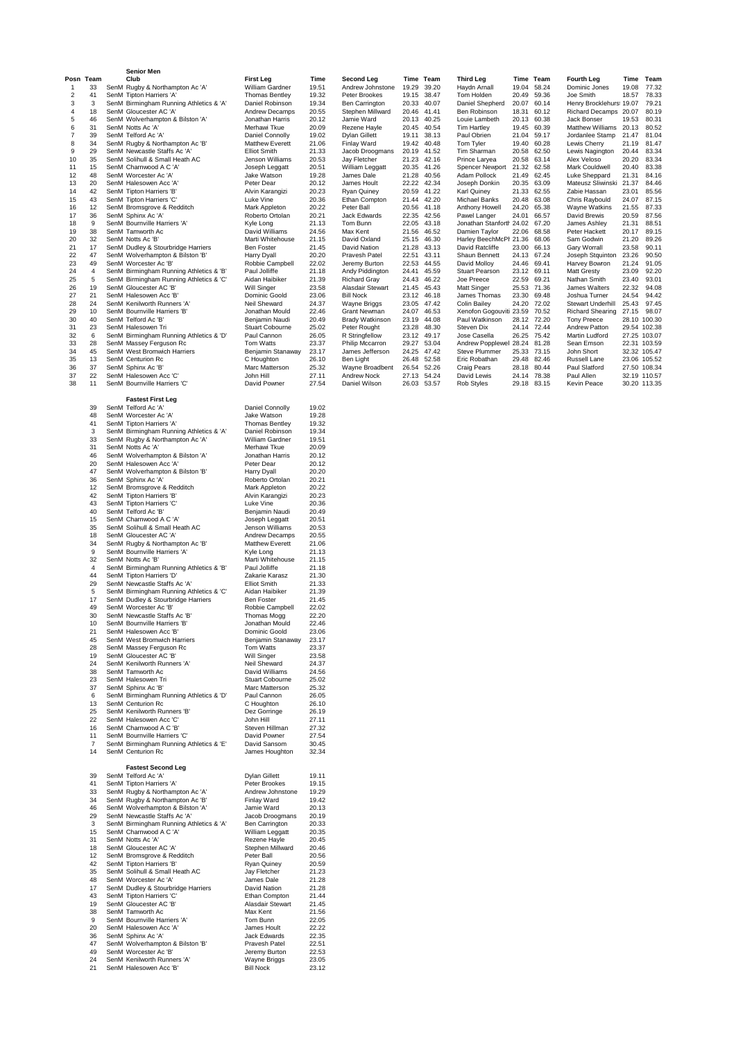## Senior Men

| Posn | Team | | Club | First Leg | Time | Second Leg | Time | Team | Third Leg | Time | Team | Fourth Leg | Time | Team |
|---|---|---|---|---|---|---|---|---|---|---|---|---|---|---|
| 1 | 33 | SenM | Rugby & Northampton Ac 'A' | William Gardner | 19.51 | Andrew Johnstone | 19.29 | 39.20 | Haydn Arnall | 19.04 | 58.24 | Dominic Jones | 19.08 | 77.32 |
| 2 | 41 | SenM | Tipton Harriers 'A' | Thomas Bentley | 19.32 | Peter Brookes | 19.15 | 38.47 | Tom Holden | 20.49 | 59.36 | Joe Smith | 18.57 | 78.33 |
| 3 | 3 | SenM | Birmingham Running Athletics & 'A' | Daniel Robinson | 19.34 | Ben Carrington | 20.33 | 40.07 | Daniel Shepherd | 20.07 | 60.14 | Henry Brocklehurs | 19.07 | 79.21 |
| 4 | 18 | SenM | Gloucester AC 'A' | Andrew Decamps | 20.55 | Stephen Millward | 20.46 | 41.41 | Ben Robinson | 18.31 | 60.12 | Richard Decamps | 20.07 | 80.19 |
| 5 | 46 | SenM | Wolverhampton & Bilston 'A' | Jonathan Harris | 20.12 | Jamie Ward | 20.13 | 40.25 | Louie Lambeth | 20.13 | 60.38 | Jack Bonser | 19.53 | 80.31 |
| 6 | 31 | SenM | Notts Ac 'A' | Merhawi Tkue | 20.09 | Rezene Hayle | 20.45 | 40.54 | Tim Hartley | 19.45 | 60.39 | Matthew Williams | 20.13 | 80.52 |
| 7 | 39 | SenM | Telford Ac 'A' | Daniel Connolly | 19.02 | Dylan Gillett | 19.11 | 38.13 | Paul Obrien | 21.04 | 59.17 | Jordanlee Stamp | 21.47 | 81.04 |
| 8 | 34 | SenM | Rugby & Northampton Ac 'B' | Matthew Everett | 21.06 | Finlay Ward | 19.42 | 40.48 | Tom Tyler | 19.40 | 60.28 | Lewis Cherry | 21.19 | 81.47 |
| 9 | 29 | SenM | Newcastle Staffs Ac 'A' | Elliot Smith | 21.33 | Jacob Droogmans | 20.19 | 41.52 | Tim Sharman | 20.58 | 62.50 | Lewis Nagington | 20.44 | 83.34 |
| 10 | 35 | SenM | Solihull & Small Heath AC | Jenson Williams | 20.53 | Jay Fletcher | 21.23 | 42.16 | Prince Laryea | 20.58 | 63.14 | Alex Veloso | 20.20 | 83.34 |
| 11 | 15 | SenM | Charnwood A C 'A' | Joseph Leggatt | 20.51 | William Leggatt | 20.35 | 41.26 | Spencer Newport | 21.32 | 62.58 | Mark Couldwell | 20.40 | 83.38 |
| 12 | 48 | SenM | Worcester Ac 'A' | Jake Watson | 19.28 | James Dale | 21.28 | 40.56 | Adam Pollock | 21.49 | 62.45 | Luke Sheppard | 21.31 | 84.16 |
| 13 | 20 | SenM | Halesowen Acc 'A' | Peter Dear | 20.12 | James Hoult | 22.22 | 42.34 | Joseph Donkin | 20.35 | 63.09 | Mateusz Sliwinski | 21.37 | 84.46 |
| 14 | 42 | SenM | Tipton Harriers 'B' | Alvin Karangizi | 20.23 | Ryan Quiney | 20.59 | 41.22 | Karl Quiney | 21.33 | 62.55 | Zabie Hassan | 23.01 | 85.56 |
| 15 | 43 | SenM | Tipton Harriers 'C' | Luke Vine | 20.36 | Ethan Compton | 21.44 | 42.20 | Michael Banks | 20.48 | 63.08 | Chris Raybould | 24.07 | 87.15 |
| 16 | 12 | SenM | Bromsgrove & Redditch | Mark Appleton | 20.22 | Peter Ball | 20.56 | 41.18 | Anthony Howell | 24.20 | 65.38 | Wayne Watkins | 21.55 | 87.33 |
| 17 | 36 | SenM | Sphinx Ac 'A' | Roberto Ortolan | 20.21 | Jack Edwards | 22.35 | 42.56 | Pawel Langer | 24.01 | 66.57 | David Brewis | 20.59 | 87.56 |
| 18 | 9 | SenM | Bournville Harriers 'A' | Kyle Long | 21.13 | Tom Bunn | 22.05 | 43.18 | Jonathan Stanforth | 24.02 | 67.20 | James Ashley | 21.31 | 88.51 |
| 19 | 38 | SenM | Tamworth Ac | David Williams | 24.56 | Max Kent | 21.56 | 46.52 | Damien Taylor | 22.06 | 68.58 | Peter Hackett | 20.17 | 89.15 |
| 20 | 32 | SenM | Notts Ac 'B' | Marti Whitehouse | 21.15 | David Oxland | 25.15 | 46.30 | Harley BeechMcPh | 21.36 | 68.06 | Sam Godwin | 21.20 | 89.26 |
| 21 | 17 | SenM | Dudley & Stourbridge Harriers | Ben Foster | 21.45 | David Nation | 21.28 | 43.13 | David Ratcliffe | 23.00 | 66.13 | Gary Worrall | 23.58 | 90.11 |
| 22 | 47 | SenM | Wolverhampton & Bilston 'B' | Harry Dyall | 20.20 | Pravesh Patel | 22.51 | 43.11 | Shaun Bennett | 24.13 | 67.24 | Joseph Stquinton | 23.26 | 90.50 |
| 23 | 49 | SenM | Worcester Ac 'B' | Robbie Campbell | 22.02 | Jeremy Burton | 22.53 | 44.55 | David Molloy | 24.46 | 69.41 | Harvey Bowron | 21.24 | 91.05 |
| 24 | 4 | SenM | Birmingham Running Athletics & 'B' | Paul Jolliffe | 21.18 | Andy Piddington | 24.41 | 45.59 | Stuart Pearson | 23.12 | 69.11 | Matt Gresty | 23.09 | 92.20 |
| 25 | 5 | SenM | Birmingham Running Athletics & 'C' | Aidan Haibiker | 21.39 | Richard Gray | 24.43 | 46.22 | Joe Preece | 22.59 | 69.21 | Nathan Smith | 23.40 | 93.01 |
| 26 | 19 | SenM | Gloucester AC 'B' | Will Singer | 23.58 | Alasdair Stewart | 21.45 | 45.43 | Matt Singer | 25.53 | 71.36 | James Walters | 22.32 | 94.08 |
| 27 | 21 | SenM | Halesowen Acc 'B' | Dominic Goold | 23.06 | Bill Nock | 23.12 | 46.18 | James Thomas | 23.30 | 69.48 | Joshua Turner | 24.54 | 94.42 |
| 28 | 24 | SenM | Kenilworth Runners 'A' | Neil Sheward | 24.37 | Wayne Briggs | 23.05 | 47.42 | Colin Bailey | 24.20 | 72.02 | Stewart Underhill | 25.43 | 97.45 |
| 29 | 10 | SenM | Bournville Harriers 'B' | Jonathan Mould | 22.46 | Grant Newman | 24.07 | 46.53 | Xenofon Gogouviti | 23.59 | 70.52 | Richard Shearing | 27.15 | 98.07 |
| 30 | 40 | SenM | Telford Ac 'B' | Benjamin Naudi | 20.49 | Brady Watkinson | 23.19 | 44.08 | Paul Watkinson | 28.12 | 72.20 | Tony Preece | 28.10 | 100.30 |
| 31 | 23 | SenM | Halesowen Tri | Stuart Cobourne | 25.02 | Peter Rought | 23.28 | 48.30 | Steven Dix | 24.14 | 72.44 | Andrew Patton | 29.54 | 102.38 |
| 32 | 6 | SenM | Birmingham Running Athletics & 'D' | Paul Cannon | 26.05 | R Stringfellow | 23.12 | 49.17 | Jose Casella | 26.25 | 75.42 | Martin Ludford | 27.25 | 103.07 |
| 33 | 28 | SenM | Massey Ferguson Rc | Tom Watts | 23.37 | Philip Mccarron | 29.27 | 53.04 | Andrew Popplewel | 28.24 | 81.28 | Sean Emson | 22.31 | 103.59 |
| 34 | 45 | SenM | West Bromwich Harriers | Benjamin Stanaway | 23.17 | James Jefferson | 24.25 | 47.42 | Steve Plummer | 25.33 | 73.15 | John Short | 32.32 | 105.47 |
| 35 | 13 | SenM | Centurion Rc | C Houghton | 26.10 | Ben Light | 26.48 | 52.58 | Eric Robathan | 29.48 | 82.46 | Russell Lane | 23.06 | 105.52 |
| 36 | 37 | SenM | Sphinx Ac 'B' | Marc Matterson | 25.32 | Wayne Broadbent | 26.54 | 52.26 | Craig Pears | 28.18 | 80.44 | Paul Slatford | 27.50 | 108.34 |
| 37 | 22 | SenM | Halesowen Acc 'C' | John Hill | 27.11 | Andrew Nock | 27.13 | 54.24 | David Lewis | 24.14 | 78.38 | Paul Allen | 32.19 | 110.57 |
| 38 | 11 | SenM | Bournville Harriers 'C' | David Powner | 27.54 | Daniel Wilson | 26.03 | 53.57 | Rob Styles | 29.18 | 83.15 | Kevin Peace | 30.20 | 113.35 |

### Fastest First Leg

| Team | | Club | Runner | Time |
|---|---|---|---|---|
| 39 | SenM | Telford Ac 'A' | Daniel Connolly | 19.02 |
| 48 | SenM | Worcester Ac 'A' | Jake Watson | 19.28 |
| 41 | SenM | Tipton Harriers 'A' | Thomas Bentley | 19.32 |
| 3 | SenM | Birmingham Running Athletics & 'A' | Daniel Robinson | 19.34 |
| 33 | SenM | Rugby & Northampton Ac 'A' | William Gardner | 19.51 |
| 31 | SenM | Notts Ac 'A' | Merhawi Tkue | 20.09 |
| 46 | SenM | Wolverhampton & Bilston 'A' | Jonathan Harris | 20.12 |
| 20 | SenM | Halesowen Acc 'A' | Peter Dear | 20.12 |
| 47 | SenM | Wolverhampton & Bilston 'B' | Harry Dyall | 20.20 |
| 36 | SenM | Sphinx Ac 'A' | Roberto Ortolan | 20.21 |
| 12 | SenM | Bromsgrove & Redditch | Mark Appleton | 20.22 |
| 42 | SenM | Tipton Harriers 'B' | Alvin Karangizi | 20.23 |
| 43 | SenM | Tipton Harriers 'C' | Luke Vine | 20.36 |
| 40 | SenM | Telford Ac 'B' | Benjamin Naudi | 20.49 |
| 15 | SenM | Charnwood A C 'A' | Joseph Leggatt | 20.51 |
| 35 | SenM | Solihull & Small Heath AC | Jenson Williams | 20.53 |
| 18 | SenM | Gloucester AC 'A' | Andrew Decamps | 20.55 |
| 34 | SenM | Rugby & Northampton Ac 'B' | Matthew Everett | 21.06 |
| 9 | SenM | Bournville Harriers 'A' | Kyle Long | 21.13 |
| 32 | SenM | Notts Ac 'B' | Marti Whitehouse | 21.15 |
| 4 | SenM | Birmingham Running Athletics & 'B' | Paul Jolliffe | 21.18 |
| 44 | SenM | Tipton Harriers 'D' | Zakarie Karasz | 21.30 |
| 29 | SenM | Newcastle Staffs Ac 'A' | Elliot Smith | 21.33 |
| 5 | SenM | Birmingham Running Athletics & 'C' | Aidan Haibiker | 21.39 |
| 17 | SenM | Dudley & Stourbridge Harriers | Ben Foster | 21.45 |
| 49 | SenM | Worcester Ac 'B' | Robbie Campbell | 22.02 |
| 30 | SenM | Newcastle Staffs Ac 'B' | Thomas Mogg | 22.20 |
| 10 | SenM | Bournville Harriers 'B' | Jonathan Mould | 22.46 |
| 21 | SenM | Halesowen Acc 'B' | Dominic Goold | 23.06 |
| 45 | SenM | West Bromwich Harriers | Benjamin Stanaway | 23.17 |
| 28 | SenM | Massey Ferguson Rc | Tom Watts | 23.37 |
| 19 | SenM | Gloucester AC 'B' | Will Singer | 23.58 |
| 24 | SenM | Kenilworth Runners 'A' | Neil Sheward | 24.37 |
| 38 | SenM | Tamworth Ac | David Williams | 24.56 |
| 23 | SenM | Halesowen Tri | Stuart Cobourne | 25.02 |
| 37 | SenM | Sphinx Ac 'B' | Marc Matterson | 25.32 |
| 6 | SenM | Birmingham Running Athletics & 'D' | Paul Cannon | 26.05 |
| 13 | SenM | Centurion Rc | C Houghton | 26.10 |
| 25 | SenM | Kenilworth Runners 'B' | Dez Gorringe | 26.19 |
| 22 | SenM | Halesowen Acc 'C' | John Hill | 27.11 |
| 16 | SenM | Charnwood A C 'B' | Steven Hillman | 27.32 |
| 11 | SenM | Bournville Harriers 'C' | David Powner | 27.54 |
| 7 | SenM | Birmingham Running Athletics & 'E' | David Sansom | 30.45 |
| 14 | SenM | Centurion Rc | James Houghton | 32.34 |

### Fastest Second Leg

| Team | | Club | Runner | Time |
|---|---|---|---|---|
| 39 | SenM | Telford Ac 'A' | Dylan Gillett | 19.11 |
| 41 | SenM | Tipton Harriers 'A' | Peter Brookes | 19.15 |
| 33 | SenM | Rugby & Northampton Ac 'A' | Andrew Johnstone | 19.29 |
| 34 | SenM | Rugby & Northampton Ac 'B' | Finlay Ward | 19.42 |
| 46 | SenM | Wolverhampton & Bilston 'A' | Jamie Ward | 20.13 |
| 29 | SenM | Newcastle Staffs Ac 'A' | Jacob Droogmans | 20.19 |
| 3 | SenM | Birmingham Running Athletics & 'A' | Ben Carrington | 20.33 |
| 15 | SenM | Charnwood A C 'A' | William Leggatt | 20.35 |
| 31 | SenM | Notts Ac 'A' | Rezene Hayle | 20.45 |
| 18 | SenM | Gloucester AC 'A' | Stephen Millward | 20.46 |
| 12 | SenM | Bromsgrove & Redditch | Peter Ball | 20.56 |
| 42 | SenM | Tipton Harriers 'B' | Ryan Quiney | 20.59 |
| 35 | SenM | Solihull & Small Heath AC | Jay Fletcher | 21.23 |
| 48 | SenM | Worcester Ac 'A' | James Dale | 21.28 |
| 17 | SenM | Dudley & Stourbridge Harriers | David Nation | 21.28 |
| 43 | SenM | Tipton Harriers 'C' | Ethan Compton | 21.44 |
| 19 | SenM | Gloucester AC 'B' | Alasdair Stewart | 21.45 |
| 38 | SenM | Tamworth Ac | Max Kent | 21.56 |
| 9 | SenM | Bournville Harriers 'A' | Tom Bunn | 22.05 |
| 20 | SenM | Halesowen Acc 'A' | James Hoult | 22.22 |
| 36 | SenM | Sphinx Ac 'A' | Jack Edwards | 22.35 |
| 47 | SenM | Wolverhampton & Bilston 'B' | Pravesh Patel | 22.51 |
| 49 | SenM | Worcester Ac 'B' | Jeremy Burton | 22.53 |
| 24 | SenM | Kenilworth Runners 'A' | Wayne Briggs | 23.05 |
| 21 | SenM | Halesowen Acc 'B' | Bill Nock | 23.12 |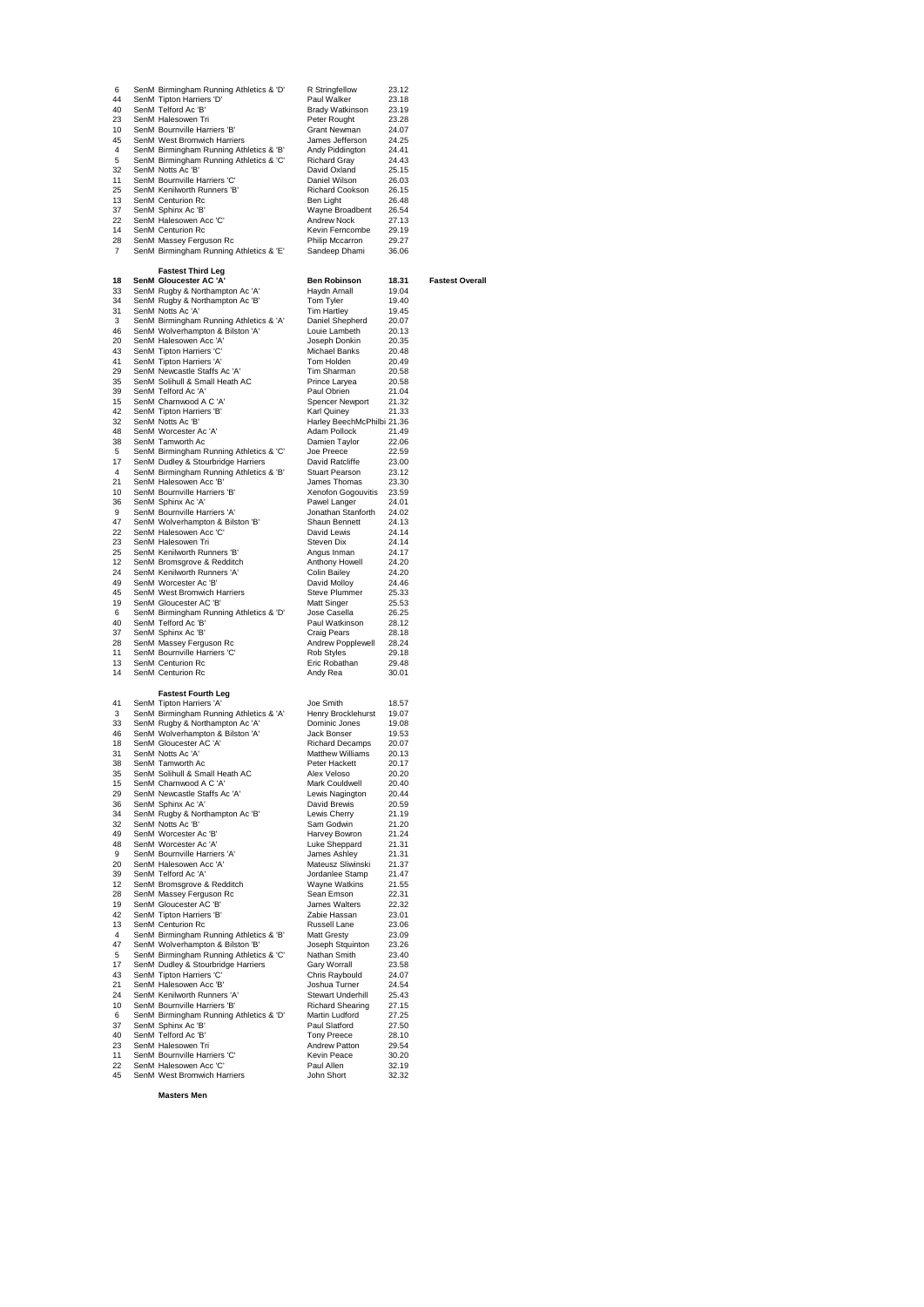| | | | | |
|---|---|---|---|---|
| 6 | SenM | Birmingham Running Athletics & 'D' | R Stringfellow | 23.12 |
| 44 | SenM | Tipton Harriers 'D' | Paul Walker | 23.18 |
| 40 | SenM | Telford Ac 'B' | Brady Watkinson | 23.19 |
| 23 | SenM | Halesowen Tri | Peter Rought | 23.28 |
| 10 | SenM | Bournville Harriers 'B' | Grant Newman | 24.07 |
| 45 | SenM | West Bromwich Harriers | James Jefferson | 24.25 |
| 4 | SenM | Birmingham Running Athletics & 'B' | Andy Piddington | 24.41 |
| 5 | SenM | Birmingham Running Athletics & 'C' | Richard Gray | 24.43 |
| 32 | SenM | Notts Ac 'B' | David Oxland | 25.15 |
| 11 | SenM | Bournville Harriers 'C' | Daniel Wilson | 26.03 |
| 25 | SenM | Kenilworth Runners 'B' | Richard Cookson | 26.15 |
| 13 | SenM | Centurion Rc | Ben Light | 26.48 |
| 37 | SenM | Sphinx Ac 'B' | Wayne Broadbent | 26.54 |
| 22 | SenM | Halesowen Acc 'C' | Andrew Nock | 27.13 |
| 14 | SenM | Centurion Rc | Kevin Ferncombe | 29.19 |
| 28 | SenM | Massey Ferguson Rc | Philip Mccarron | 29.27 |
| 7 | SenM | Birmingham Running Athletics & 'E' | Sandeep Dhami | 36.06 |

**Fastest Third Leg**

| | | | | | |
|---|---|---|---|---|---|
| **18** | **SenM** | **Gloucester AC 'A'** | **Ben Robinson** | **18.31** | **Fastest Overall** |
| 33 | SenM | Rugby & Northampton Ac 'A' | Haydn Arnall | 19.04 | |
| 34 | SenM | Rugby & Northampton Ac 'B' | Tom Tyler | 19.40 | |
| 31 | SenM | Notts Ac 'A' | Tim Hartley | 19.45 | |
| 3 | SenM | Birmingham Running Athletics & 'A' | Daniel Shepherd | 20.07 | |
| 46 | SenM | Wolverhampton & Bilston 'A' | Louie Lambeth | 20.13 | |
| 20 | SenM | Halesowen Acc 'A' | Joseph Donkin | 20.35 | |
| 43 | SenM | Tipton Harriers 'C' | Michael Banks | 20.48 | |
| 41 | SenM | Tipton Harriers 'A' | Tom Holden | 20.49 | |
| 29 | SenM | Newcastle Staffs Ac 'A' | Tim Sharman | 20.58 | |
| 35 | SenM | Solihull & Small Heath AC | Prince Laryea | 20.58 | |
| 39 | SenM | Telford Ac 'A' | Paul Obrien | 21.04 | |
| 15 | SenM | Charnwood A C 'A' | Spencer Newport | 21.32 | |
| 42 | SenM | Tipton Harriers 'B' | Karl Quiney | 21.33 | |
| 32 | SenM | Notts Ac 'B' | Harley BeechMcPhilbi | 21.36 | |
| 48 | SenM | Worcester Ac 'A' | Adam Pollock | 21.49 | |
| 38 | SenM | Tamworth Ac | Damien Taylor | 22.06 | |
| 5 | SenM | Birmingham Running Athletics & 'C' | Joe Preece | 22.59 | |
| 17 | SenM | Dudley & Stourbridge Harriers | David Ratcliffe | 23.00 | |
| 4 | SenM | Birmingham Running Athletics & 'B' | Stuart Pearson | 23.12 | |
| 21 | SenM | Halesowen Acc 'B' | James Thomas | 23.30 | |
| 10 | SenM | Bournville Harriers 'B' | Xenofon Gogouvitis | 23.59 | |
| 36 | SenM | Sphinx Ac 'A' | Pawel Langer | 24.01 | |
| 9 | SenM | Bournville Harriers 'A' | Jonathan Stanforth | 24.02 | |
| 47 | SenM | Wolverhampton & Bilston 'B' | Shaun Bennett | 24.13 | |
| 22 | SenM | Halesowen Acc 'C' | David Lewis | 24.14 | |
| 23 | SenM | Halesowen Tri | Steven Dix | 24.14 | |
| 25 | SenM | Kenilworth Runners 'B' | Angus Inman | 24.17 | |
| 12 | SenM | Bromsgrove & Redditch | Anthony Howell | 24.20 | |
| 24 | SenM | Kenilworth Runners 'A' | Colin Bailey | 24.20 | |
| 49 | SenM | Worcester Ac 'B' | David Molloy | 24.46 | |
| 45 | SenM | West Bromwich Harriers | Steve Plummer | 25.33 | |
| 19 | SenM | Gloucester AC 'B' | Matt Singer | 25.53 | |
| 6 | SenM | Birmingham Running Athletics & 'D' | Jose Casella | 26.25 | |
| 40 | SenM | Telford Ac 'B' | Paul Watkinson | 28.12 | |
| 37 | SenM | Sphinx Ac 'B' | Craig Pears | 28.18 | |
| 28 | SenM | Massey Ferguson Rc | Andrew Popplewell | 28.24 | |
| 11 | SenM | Bournville Harriers 'C' | Rob Styles | 29.18 | |
| 13 | SenM | Centurion Rc | Eric Robathan | 29.48 | |
| 14 | SenM | Centurion Rc | Andy Rea | 30.01 | |

**Fastest Fourth Leg**

| | | | | |
|---|---|---|---|---|
| 41 | SenM | Tipton Harriers 'A' | Joe Smith | 18.57 |
| 3 | SenM | Birmingham Running Athletics & 'A' | Henry Brocklehurst | 19.07 |
| 33 | SenM | Rugby & Northampton Ac 'A' | Dominic Jones | 19.08 |
| 46 | SenM | Wolverhampton & Bilston 'A' | Jack Bonser | 19.53 |
| 18 | SenM | Gloucester AC 'A' | Richard Decamps | 20.07 |
| 31 | SenM | Notts Ac 'A' | Matthew Williams | 20.13 |
| 38 | SenM | Tamworth Ac | Peter Hackett | 20.17 |
| 35 | SenM | Solihull & Small Heath AC | Alex Veloso | 20.20 |
| 15 | SenM | Charnwood A C 'A' | Mark Couldwell | 20.40 |
| 29 | SenM | Newcastle Staffs Ac 'A' | Lewis Nagington | 20.44 |
| 36 | SenM | Sphinx Ac 'A' | David Brewis | 20.59 |
| 34 | SenM | Rugby & Northampton Ac 'B' | Lewis Cherry | 21.19 |
| 32 | SenM | Notts Ac 'B' | Sam Godwin | 21.20 |
| 49 | SenM | Worcester Ac 'B' | Harvey Bowron | 21.24 |
| 48 | SenM | Worcester Ac 'A' | Luke Sheppard | 21.31 |
| 9 | SenM | Bournville Harriers 'A' | James Ashley | 21.31 |
| 20 | SenM | Halesowen Acc 'A' | Mateusz Sliwinski | 21.37 |
| 39 | SenM | Telford Ac 'A' | Jordanlee Stamp | 21.47 |
| 12 | SenM | Bromsgrove & Redditch | Wayne Watkins | 21.55 |
| 28 | SenM | Massey Ferguson Rc | Sean Emson | 22.31 |
| 19 | SenM | Gloucester AC 'B' | James Walters | 22.32 |
| 42 | SenM | Tipton Harriers 'B' | Zabie Hassan | 23.01 |
| 13 | SenM | Centurion Rc | Russell Lane | 23.06 |
| 4 | SenM | Birmingham Running Athletics & 'B' | Matt Gresty | 23.09 |
| 47 | SenM | Wolverhampton & Bilston 'B' | Joseph Stquinton | 23.26 |
| 5 | SenM | Birmingham Running Athletics & 'C' | Nathan Smith | 23.40 |
| 17 | SenM | Dudley & Stourbridge Harriers | Gary Worrall | 23.58 |
| 43 | SenM | Tipton Harriers 'C' | Chris Raybould | 24.07 |
| 21 | SenM | Halesowen Acc 'B' | Joshua Turner | 24.54 |
| 24 | SenM | Kenilworth Runners 'A' | Stewart Underhill | 25.43 |
| 10 | SenM | Bournville Harriers 'B' | Richard Shearing | 27.15 |
| 6 | SenM | Birmingham Running Athletics & 'D' | Martin Ludford | 27.25 |
| 37 | SenM | Sphinx Ac 'B' | Paul Slatford | 27.50 |
| 40 | SenM | Telford Ac 'B' | Tony Preece | 28.10 |
| 23 | SenM | Halesowen Tri | Andrew Patton | 29.54 |
| 11 | SenM | Bournville Harriers 'C' | Kevin Peace | 30.20 |
| 22 | SenM | Halesowen Acc 'C' | Paul Allen | 32.19 |
| 45 | SenM | West Bromwich Harriers | John Short | 32.32 |

**Masters Men**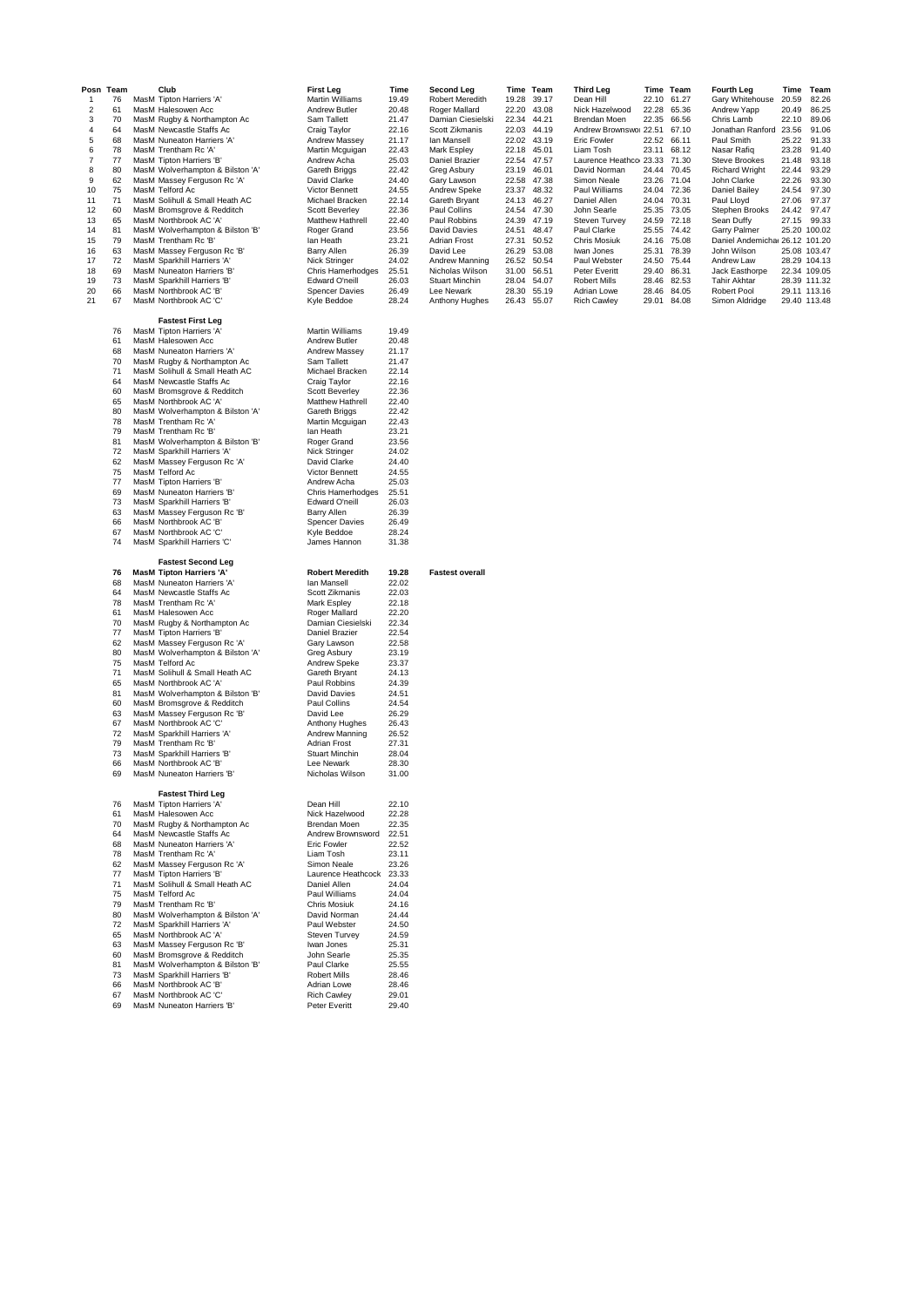| Posn | Team | Club | First Leg | Time | Second Leg | Time | Team | Third Leg | Time | Team | Fourth Leg | Time | Team |
|---|---|---|---|---|---|---|---|---|---|---|---|---|---|
| 1 | 76 | MasM Tipton Harriers 'A' | Martin Williams | 19.49 | Robert Meredith | 19.28 | 39.17 | Dean Hill | 22.10 | 61.27 | Gary Whitehouse | 20.59 | 82.26 |
| 2 | 61 | MasM Halesowen Acc | Andrew Butler | 20.48 | Roger Mallard | 22.20 | 43.08 | Nick Hazelwood | 22.28 | 65.36 | Andrew Yapp | 20.49 | 86.25 |
| 3 | 70 | MasM Rugby & Northampton Ac | Sam Tallett | 21.47 | Damian Ciesielski | 22.34 | 44.21 | Brendan Moen | 22.35 | 66.56 | Chris Lamb | 22.10 | 89.06 |
| 4 | 64 | MasM Newcastle Staffs Ac | Craig Taylor | 22.16 | Scott Zikmanis | 22.03 | 44.19 | Andrew Brownswo | 22.51 | 67.10 | Jonathan Ranford | 23.56 | 91.06 |
| 5 | 68 | MasM Nuneaton Harriers 'A' | Andrew Massey | 21.17 | Ian Mansell | 22.02 | 43.19 | Eric Fowler | 22.52 | 66.11 | Paul Smith | 25.22 | 91.33 |
| 6 | 78 | MasM Trentham Rc 'A' | Martin Mcguigan | 22.43 | Mark Espley | 22.18 | 45.01 | Liam Tosh | 23.11 | 68.12 | Nasar Rafiq | 23.28 | 91.40 |
| 7 | 77 | MasM Tipton Harriers 'B' | Andrew Acha | 25.03 | Daniel Brazier | 22.54 | 47.57 | Laurence Heathco | 23.33 | 71.30 | Steve Brookes | 21.48 | 93.18 |
| 8 | 80 | MasM Wolverhampton & Bilston 'A' | Gareth Briggs | 22.42 | Greg Asbury | 23.19 | 46.01 | David Norman | 24.44 | 70.45 | Richard Wright | 22.44 | 93.29 |
| 9 | 62 | MasM Massey Ferguson Rc 'A' | David Clarke | 24.40 | Gary Lawson | 22.58 | 47.38 | Simon Neale | 23.26 | 71.04 | John Clarke | 22.26 | 93.30 |
| 10 | 75 | MasM Telford Ac | Victor Bennett | 24.55 | Andrew Speke | 23.37 | 48.32 | Paul Williams | 24.04 | 72.36 | Daniel Bailey | 24.54 | 97.30 |
| 11 | 71 | MasM Solihull & Small Heath AC | Michael Bracken | 22.14 | Gareth Bryant | 24.13 | 46.27 | Daniel Allen | 24.04 | 70.31 | Paul Lloyd | 27.06 | 97.37 |
| 12 | 60 | MasM Bromsgrove & Redditch | Scott Beverley | 22.36 | Paul Collins | 24.54 | 47.30 | John Searle | 25.35 | 73.05 | Stephen Brooks | 24.42 | 97.47 |
| 13 | 65 | MasM Northbrook AC 'A' | Matthew Hathrell | 22.40 | Paul Robbins | 24.39 | 47.19 | Steven Turvey | 24.59 | 72.18 | Sean Duffy | 27.15 | 99.33 |
| 14 | 81 | MasM Wolverhampton & Bilston 'B' | Roger Grand | 23.56 | David Davies | 24.51 | 48.47 | Paul Clarke | 25.55 | 74.42 | Garry Palmer | 25.20 | 100.02 |
| 15 | 79 | MasM Trentham Rc 'B' | Ian Heath | 23.21 | Adrian Frost | 27.31 | 50.52 | Chris Mosiuk | 24.16 | 75.08 | Daniel Andemicha | 26.12 | 101.20 |
| 16 | 63 | MasM Massey Ferguson Rc 'B' | Barry Allen | 26.39 | David Lee | 26.29 | 53.08 | Iwan Jones | 25.31 | 78.39 | John Wilson | 25.08 | 103.47 |
| 17 | 72 | MasM Sparkhill Harriers 'A' | Nick Stringer | 24.02 | Andrew Manning | 26.52 | 50.54 | Paul Webster | 24.50 | 75.44 | Andrew Law | 28.29 | 104.13 |
| 18 | 69 | MasM Nuneaton Harriers 'B' | Chris Hamerhodges | 25.51 | Nicholas Wilson | 31.00 | 56.51 | Peter Everitt | 29.40 | 86.31 | Jack Easthorpe | 22.34 | 109.05 |
| 19 | 73 | MasM Sparkhill Harriers 'B' | Edward O'neill | 26.03 | Stuart Minchin | 28.04 | 54.07 | Robert Mills | 28.46 | 82.53 | Tahir Akhtar | 28.39 | 111.32 |
| 20 | 66 | MasM Northbrook AC 'B' | Spencer Davies | 26.49 | Lee Newark | 28.30 | 55.19 | Adrian Lowe | 28.46 | 84.05 | Robert Pool | 29.11 | 113.16 |
| 21 | 67 | MasM Northbrook AC 'C' | Kyle Beddoe | 28.24 | Anthony Hughes | 26.43 | 55.07 | Rich Cawley | 29.01 | 84.08 | Simon Aldridge | 29.40 | 113.48 |

**Fastest First Leg**

| Team | Club | Name | Time |
|---|---|---|---|
| 76 | MasM Tipton Harriers 'A' | Martin Williams | 19.49 |
| 61 | MasM Halesowen Acc | Andrew Butler | 20.48 |
| 68 | MasM Nuneaton Harriers 'A' | Andrew Massey | 21.17 |
| 70 | MasM Rugby & Northampton Ac | Sam Tallett | 21.47 |
| 71 | MasM Solihull & Small Heath AC | Michael Bracken | 22.14 |
| 64 | MasM Newcastle Staffs Ac | Craig Taylor | 22.16 |
| 60 | MasM Bromsgrove & Redditch | Scott Beverley | 22.36 |
| 65 | MasM Northbrook AC 'A' | Matthew Hathrell | 22.40 |
| 80 | MasM Wolverhampton & Bilston 'A' | Gareth Briggs | 22.42 |
| 78 | MasM Trentham Rc 'A' | Martin Mcguigan | 22.43 |
| 79 | MasM Trentham Rc 'B' | Ian Heath | 23.21 |
| 81 | MasM Wolverhampton & Bilston 'B' | Roger Grand | 23.56 |
| 72 | MasM Sparkhill Harriers 'A' | Nick Stringer | 24.02 |
| 62 | MasM Massey Ferguson Rc 'A' | David Clarke | 24.40 |
| 75 | MasM Telford Ac | Victor Bennett | 24.55 |
| 77 | MasM Tipton Harriers 'B' | Andrew Acha | 25.03 |
| 69 | MasM Nuneaton Harriers 'B' | Chris Hamerhodges | 25.51 |
| 73 | MasM Sparkhill Harriers 'B' | Edward O'neill | 26.03 |
| 63 | MasM Massey Ferguson Rc 'B' | Barry Allen | 26.39 |
| 66 | MasM Northbrook AC 'B' | Spencer Davies | 26.49 |
| 67 | MasM Northbrook AC 'C' | Kyle Beddoe | 28.24 |
| 74 | MasM Sparkhill Harriers 'C' | James Hannon | 31.38 |

**Fastest Second Leg**

| Team | Club | Name | Time | |
|---|---|---|---|---|
| **76** | **MasM Tipton Harriers 'A'** | **Robert Meredith** | **19.28** | **Fastest overall** |
| 68 | MasM Nuneaton Harriers 'A' | Ian Mansell | 22.02 | |
| 64 | MasM Newcastle Staffs Ac | Scott Zikmanis | 22.03 | |
| 78 | MasM Trentham Rc 'A' | Mark Espley | 22.18 | |
| 61 | MasM Halesowen Acc | Roger Mallard | 22.20 | |
| 70 | MasM Rugby & Northampton Ac | Damian Ciesielski | 22.34 | |
| 77 | MasM Tipton Harriers 'B' | Daniel Brazier | 22.54 | |
| 62 | MasM Massey Ferguson Rc 'A' | Gary Lawson | 22.58 | |
| 80 | MasM Wolverhampton & Bilston 'A' | Greg Asbury | 23.19 | |
| 75 | MasM Telford Ac | Andrew Speke | 23.37 | |
| 71 | MasM Solihull & Small Heath AC | Gareth Bryant | 24.13 | |
| 65 | MasM Northbrook AC 'A' | Paul Robbins | 24.39 | |
| 81 | MasM Wolverhampton & Bilston 'B' | David Davies | 24.51 | |
| 60 | MasM Bromsgrove & Redditch | Paul Collins | 24.54 | |
| 63 | MasM Massey Ferguson Rc 'B' | David Lee | 26.29 | |
| 67 | MasM Northbrook AC 'C' | Anthony Hughes | 26.43 | |
| 72 | MasM Sparkhill Harriers 'A' | Andrew Manning | 26.52 | |
| 79 | MasM Trentham Rc 'B' | Adrian Frost | 27.31 | |
| 73 | MasM Sparkhill Harriers 'B' | Stuart Minchin | 28.04 | |
| 66 | MasM Northbrook AC 'B' | Lee Newark | 28.30 | |
| 69 | MasM Nuneaton Harriers 'B' | Nicholas Wilson | 31.00 | |

**Fastest Third Leg**

| Team | Club | Name | Time |
|---|---|---|---|
| 76 | MasM Tipton Harriers 'A' | Dean Hill | 22.10 |
| 61 | MasM Halesowen Acc | Nick Hazelwood | 22.28 |
| 70 | MasM Rugby & Northampton Ac | Brendan Moen | 22.35 |
| 64 | MasM Newcastle Staffs Ac | Andrew Brownsword | 22.51 |
| 68 | MasM Nuneaton Harriers 'A' | Eric Fowler | 22.52 |
| 78 | MasM Trentham Rc 'A' | Liam Tosh | 23.11 |
| 62 | MasM Massey Ferguson Rc 'A' | Simon Neale | 23.26 |
| 77 | MasM Tipton Harriers 'B' | Laurence Heathcock | 23.33 |
| 71 | MasM Solihull & Small Heath AC | Daniel Allen | 24.04 |
| 75 | MasM Telford Ac | Paul Williams | 24.04 |
| 79 | MasM Trentham Rc 'B' | Chris Mosiuk | 24.16 |
| 80 | MasM Wolverhampton & Bilston 'A' | David Norman | 24.44 |
| 72 | MasM Sparkhill Harriers 'A' | Paul Webster | 24.50 |
| 65 | MasM Northbrook AC 'A' | Steven Turvey | 24.59 |
| 63 | MasM Massey Ferguson Rc 'B' | Iwan Jones | 25.31 |
| 60 | MasM Bromsgrove & Redditch | John Searle | 25.35 |
| 81 | MasM Wolverhampton & Bilston 'B' | Paul Clarke | 25.55 |
| 73 | MasM Sparkhill Harriers 'B' | Robert Mills | 28.46 |
| 66 | MasM Northbrook AC 'B' | Adrian Lowe | 28.46 |
| 67 | MasM Northbrook AC 'C' | Rich Cawley | 29.01 |
| 69 | MasM Nuneaton Harriers 'B' | Peter Everitt | 29.40 |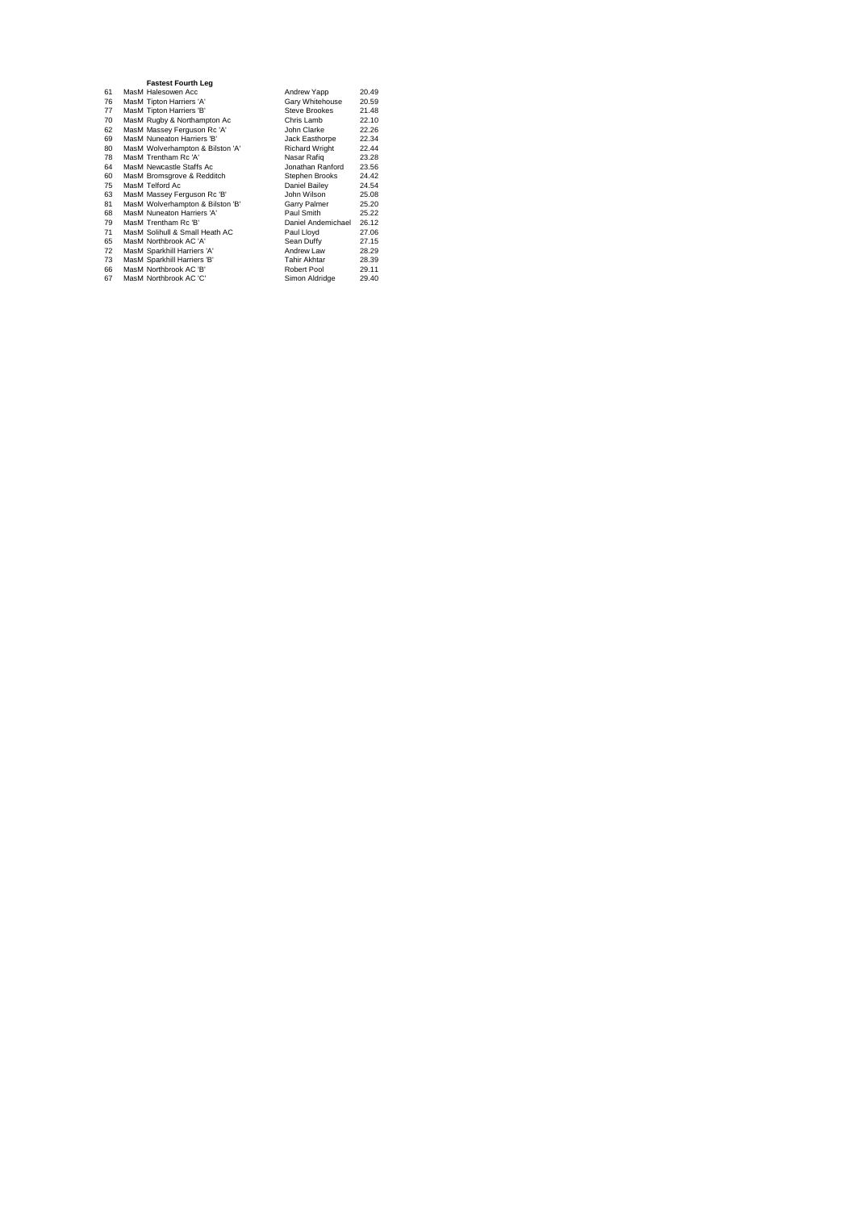**Fastest Fourth Leg**

| | | | | |
|---|---|---|---|---|
| 61 | MasM | Halesowen Acc | Andrew Yapp | 20.49 |
| 76 | MasM | Tipton Harriers 'A' | Gary Whitehouse | 20.59 |
| 77 | MasM | Tipton Harriers 'B' | Steve Brookes | 21.48 |
| 70 | MasM | Rugby & Northampton Ac | Chris Lamb | 22.10 |
| 62 | MasM | Massey Ferguson Rc 'A' | John Clarke | 22.26 |
| 69 | MasM | Nuneaton Harriers 'B' | Jack Easthorpe | 22.34 |
| 80 | MasM | Wolverhampton & Bilston 'A' | Richard Wright | 22.44 |
| 78 | MasM | Trentham Rc 'A' | Nasar Rafiq | 23.28 |
| 64 | MasM | Newcastle Staffs Ac | Jonathan Ranford | 23.56 |
| 60 | MasM | Bromsgrove & Redditch | Stephen Brooks | 24.42 |
| 75 | MasM | Telford Ac | Daniel Bailey | 24.54 |
| 63 | MasM | Massey Ferguson Rc 'B' | John Wilson | 25.08 |
| 81 | MasM | Wolverhampton & Bilston 'B' | Garry Palmer | 25.20 |
| 68 | MasM | Nuneaton Harriers 'A' | Paul Smith | 25.22 |
| 79 | MasM | Trentham Rc 'B' | Daniel Andemichael | 26.12 |
| 71 | MasM | Solihull & Small Heath AC | Paul Lloyd | 27.06 |
| 65 | MasM | Northbrook AC 'A' | Sean Duffy | 27.15 |
| 72 | MasM | Sparkhill Harriers 'A' | Andrew Law | 28.29 |
| 73 | MasM | Sparkhill Harriers 'B' | Tahir Akhtar | 28.39 |
| 66 | MasM | Northbrook AC 'B' | Robert Pool | 29.11 |
| 67 | MasM | Northbrook AC 'C' | Simon Aldridge | 29.40 |